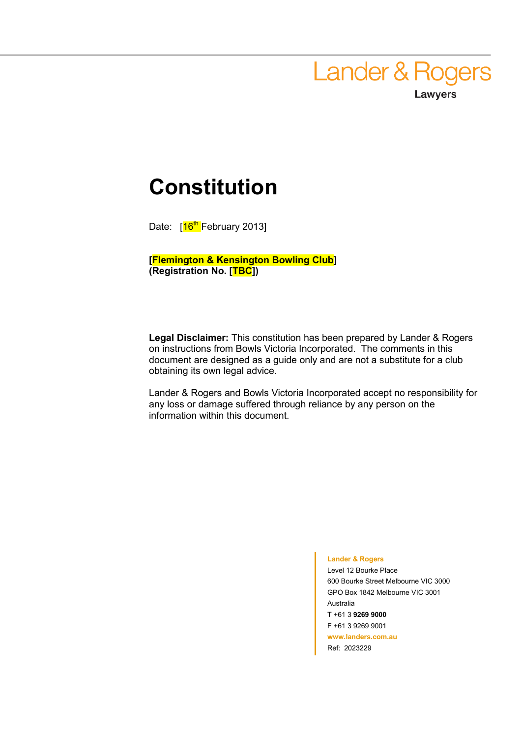Lander & Rogers

Lawyers

# Constitution

Date: [16th February 2013]

**[Flemington & Kensington Bowling Club]**
**(Registration No. [TBC])**

**Legal Disclaimer:** This constitution has been prepared by Lander & Rogers on instructions from Bowls Victoria Incorporated. The comments in this document are designed as a guide only and are not a substitute for a club obtaining its own legal advice.

Lander & Rogers and Bowls Victoria Incorporated accept no responsibility for any loss or damage suffered through reliance by any person on the information within this document.

**Lander & Rogers**
Level 12 Bourke Place
600 Bourke Street Melbourne VIC 3000
GPO Box 1842 Melbourne VIC 3001
Australia
T +61 3 **9269 9000**
F +61 3 9269 9001
**www.landers.com.au**
Ref: 2023229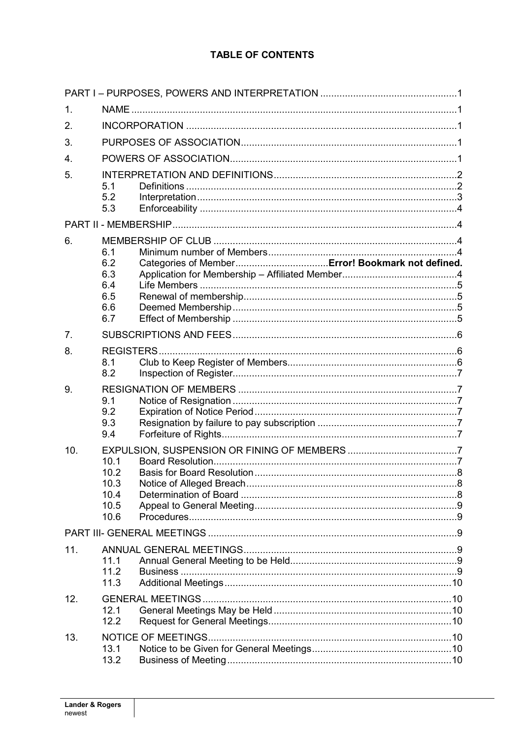**TABLE OF CONTENTS**

| | | |
|---|---|---|
| PART I – PURPOSES, POWERS AND INTERPRETATION | | 1 |
| 1. | NAME | 1 |
| 2. | INCORPORATION | 1 |
| 3. | PURPOSES OF ASSOCIATION | 1 |
| 4. | POWERS OF ASSOCIATION | 1 |
| 5. | INTERPRETATION AND DEFINITIONS | 2 |
| | 5.1 Definitions | 2 |
| | 5.2 Interpretation | 3 |
| | 5.3 Enforceability | 4 |
| PART II - MEMBERSHIP | | 4 |
| 6. | MEMBERSHIP OF CLUB | 4 |
| | 6.1 Minimum number of Members | 4 |
| | 6.2 Categories of Member | **Error! Bookmark not defined.** |
| | 6.3 Application for Membership – Affiliated Member | 4 |
| | 6.4 Life Members | 5 |
| | 6.5 Renewal of membership | 5 |
| | 6.6 Deemed Membership | 5 |
| | 6.7 Effect of Membership | 5 |
| 7. | SUBSCRIPTIONS AND FEES | 6 |
| 8. | REGISTERS | 6 |
| | 8.1 Club to Keep Register of Members | 6 |
| | 8.2 Inspection of Register | 7 |
| 9. | RESIGNATION OF MEMBERS | 7 |
| | 9.1 Notice of Resignation | 7 |
| | 9.2 Expiration of Notice Period | 7 |
| | 9.3 Resignation by failure to pay subscription | 7 |
| | 9.4 Forfeiture of Rights | 7 |
| 10. | EXPULSION, SUSPENSION OR FINING OF MEMBERS | 7 |
| | 10.1 Board Resolution | 7 |
| | 10.2 Basis for Board Resolution | 8 |
| | 10.3 Notice of Alleged Breach | 8 |
| | 10.4 Determination of Board | 8 |
| | 10.5 Appeal to General Meeting | 9 |
| | 10.6 Procedures | 9 |
| PART III- GENERAL MEETINGS | | 9 |
| 11. | ANNUAL GENERAL MEETINGS | 9 |
| | 11.1 Annual General Meeting to be Held | 9 |
| | 11.2 Business | 9 |
| | 11.3 Additional Meetings | 10 |
| 12. | GENERAL MEETINGS | 10 |
| | 12.1 General Meetings May be Held | 10 |
| | 12.2 Request for General Meetings | 10 |
| 13. | NOTICE OF MEETINGS | 10 |
| | 13.1 Notice to be Given for General Meetings | 10 |
| | 13.2 Business of Meeting | 10 |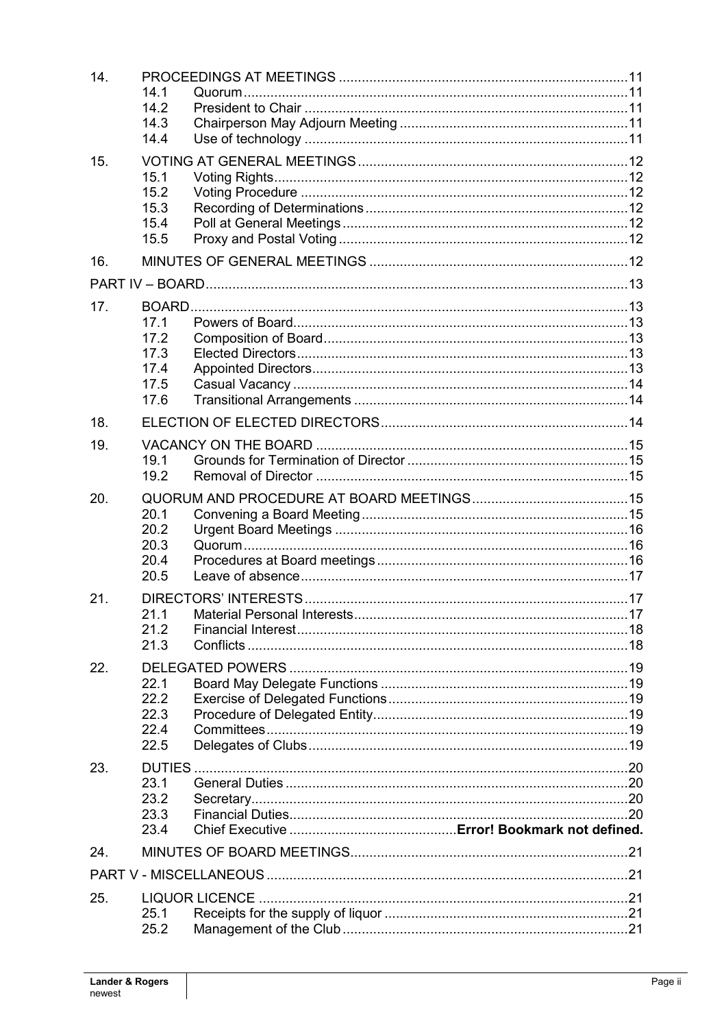| | | | |
|---|---|---|---|
| 14. | PROCEEDINGS AT MEETINGS | | 11 |
| | 14.1 | Quorum | 11 |
| | 14.2 | President to Chair | 11 |
| | 14.3 | Chairperson May Adjourn Meeting | 11 |
| | 14.4 | Use of technology | 11 |
| 15. | VOTING AT GENERAL MEETINGS | | 12 |
| | 15.1 | Voting Rights | 12 |
| | 15.2 | Voting Procedure | 12 |
| | 15.3 | Recording of Determinations | 12 |
| | 15.4 | Poll at General Meetings | 12 |
| | 15.5 | Proxy and Postal Voting | 12 |
| 16. | MINUTES OF GENERAL MEETINGS | | 12 |
| PART IV – BOARD | | | 13 |
| 17. | BOARD | | 13 |
| | 17.1 | Powers of Board | 13 |
| | 17.2 | Composition of Board | 13 |
| | 17.3 | Elected Directors | 13 |
| | 17.4 | Appointed Directors | 13 |
| | 17.5 | Casual Vacancy | 14 |
| | 17.6 | Transitional Arrangements | 14 |
| 18. | ELECTION OF ELECTED DIRECTORS | | 14 |
| 19. | VACANCY ON THE BOARD | | 15 |
| | 19.1 | Grounds for Termination of Director | 15 |
| | 19.2 | Removal of Director | 15 |
| 20. | QUORUM AND PROCEDURE AT BOARD MEETINGS | | 15 |
| | 20.1 | Convening a Board Meeting | 15 |
| | 20.2 | Urgent Board Meetings | 16 |
| | 20.3 | Quorum | 16 |
| | 20.4 | Procedures at Board meetings | 16 |
| | 20.5 | Leave of absence | 17 |
| 21. | DIRECTORS' INTERESTS | | 17 |
| | 21.1 | Material Personal Interests | 17 |
| | 21.2 | Financial Interest | 18 |
| | 21.3 | Conflicts | 18 |
| 22. | DELEGATED POWERS | | 19 |
| | 22.1 | Board May Delegate Functions | 19 |
| | 22.2 | Exercise of Delegated Functions | 19 |
| | 22.3 | Procedure of Delegated Entity | 19 |
| | 22.4 | Committees | 19 |
| | 22.5 | Delegates of Clubs | 19 |
| 23. | DUTIES | | 20 |
| | 23.1 | General Duties | 20 |
| | 23.2 | Secretary | 20 |
| | 23.3 | Financial Duties | 20 |
| | 23.4 | Chief Executive | **Error! Bookmark not defined.** |
| 24. | MINUTES OF BOARD MEETINGS | | 21 |
| PART V - MISCELLANEOUS | | | 21 |
| 25. | LIQUOR LICENCE | | 21 |
| | 25.1 | Receipts for the supply of liquor | 21 |
| | 25.2 | Management of the Club | 21 |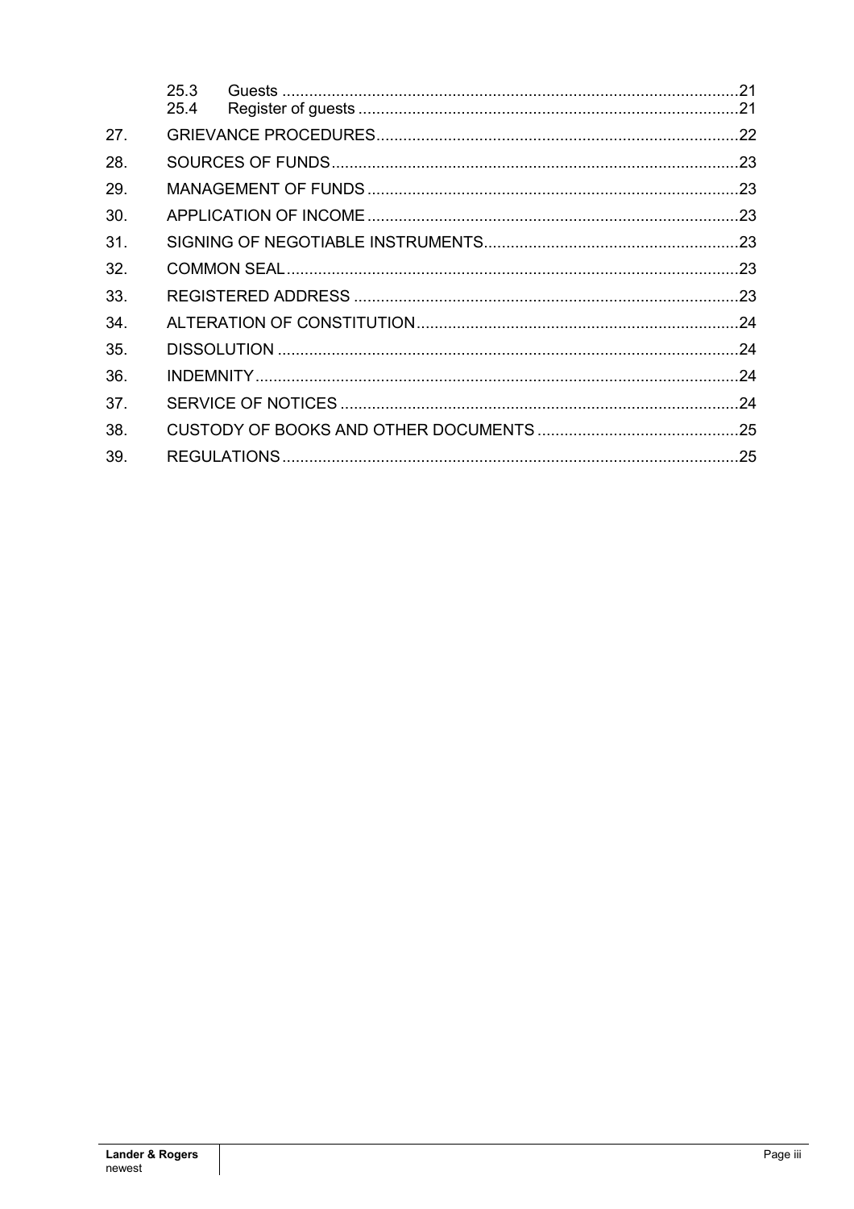| | | |
|---|---|---|
| | 25.3 Guests | 21 |
| | 25.4 Register of guests | 21 |
| 27. | GRIEVANCE PROCEDURES | 22 |
| 28. | SOURCES OF FUNDS | 23 |
| 29. | MANAGEMENT OF FUNDS | 23 |
| 30. | APPLICATION OF INCOME | 23 |
| 31. | SIGNING OF NEGOTIABLE INSTRUMENTS | 23 |
| 32. | COMMON SEAL | 23 |
| 33. | REGISTERED ADDRESS | 23 |
| 34. | ALTERATION OF CONSTITUTION | 24 |
| 35. | DISSOLUTION | 24 |
| 36. | INDEMNITY | 24 |
| 37. | SERVICE OF NOTICES | 24 |
| 38. | CUSTODY OF BOOKS AND OTHER DOCUMENTS | 25 |
| 39. | REGULATIONS | 25 |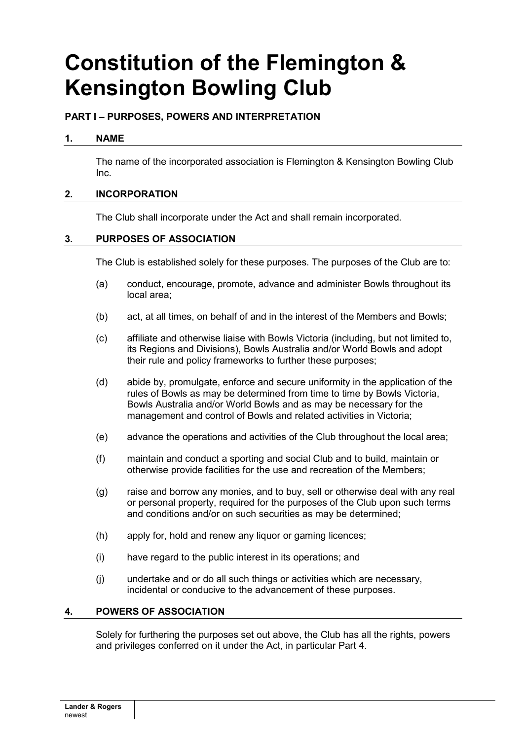# Constitution of the Flemington & Kensington Bowling Club

### PART I – PURPOSES, POWERS AND INTERPRETATION

### 1. NAME

The name of the incorporated association is Flemington & Kensington Bowling Club Inc.

### 2. INCORPORATION

The Club shall incorporate under the Act and shall remain incorporated.

### 3. PURPOSES OF ASSOCIATION

The Club is established solely for these purposes. The purposes of the Club are to:

(a) conduct, encourage, promote, advance and administer Bowls throughout its local area;

(b) act, at all times, on behalf of and in the interest of the Members and Bowls;

(c) affiliate and otherwise liaise with Bowls Victoria (including, but not limited to, its Regions and Divisions), Bowls Australia and/or World Bowls and adopt their rule and policy frameworks to further these purposes;

(d) abide by, promulgate, enforce and secure uniformity in the application of the rules of Bowls as may be determined from time to time by Bowls Victoria, Bowls Australia and/or World Bowls and as may be necessary for the management and control of Bowls and related activities in Victoria;

(e) advance the operations and activities of the Club throughout the local area;

(f) maintain and conduct a sporting and social Club and to build, maintain or otherwise provide facilities for the use and recreation of the Members;

(g) raise and borrow any monies, and to buy, sell or otherwise deal with any real or personal property, required for the purposes of the Club upon such terms and conditions and/or on such securities as may be determined;

(h) apply for, hold and renew any liquor or gaming licences;

(i) have regard to the public interest in its operations; and

(j) undertake and or do all such things or activities which are necessary, incidental or conducive to the advancement of these purposes.

### 4. POWERS OF ASSOCIATION

Solely for furthering the purposes set out above, the Club has all the rights, powers and privileges conferred on it under the Act, in particular Part 4.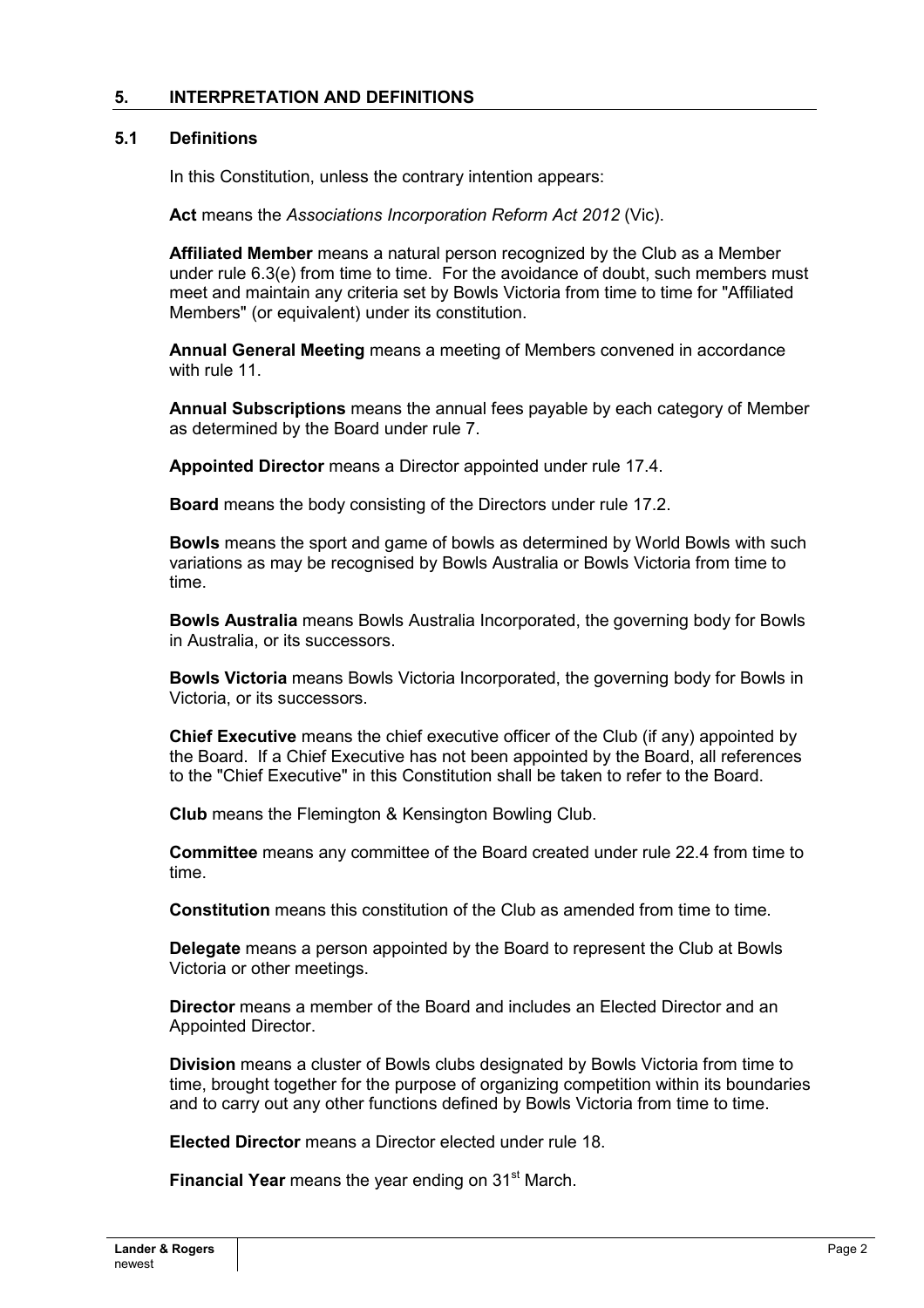## 5. INTERPRETATION AND DEFINITIONS

### 5.1 Definitions

In this Constitution, unless the contrary intention appears:

**Act** means the *Associations Incorporation Reform Act 2012* (Vic).

**Affiliated Member** means a natural person recognized by the Club as a Member under rule 6.3(e) from time to time. For the avoidance of doubt, such members must meet and maintain any criteria set by Bowls Victoria from time to time for "Affiliated Members" (or equivalent) under its constitution.

**Annual General Meeting** means a meeting of Members convened in accordance with rule 11.

**Annual Subscriptions** means the annual fees payable by each category of Member as determined by the Board under rule 7.

**Appointed Director** means a Director appointed under rule 17.4.

**Board** means the body consisting of the Directors under rule 17.2.

**Bowls** means the sport and game of bowls as determined by World Bowls with such variations as may be recognised by Bowls Australia or Bowls Victoria from time to time.

**Bowls Australia** means Bowls Australia Incorporated, the governing body for Bowls in Australia, or its successors.

**Bowls Victoria** means Bowls Victoria Incorporated, the governing body for Bowls in Victoria, or its successors.

**Chief Executive** means the chief executive officer of the Club (if any) appointed by the Board. If a Chief Executive has not been appointed by the Board, all references to the "Chief Executive" in this Constitution shall be taken to refer to the Board.

**Club** means the Flemington & Kensington Bowling Club.

**Committee** means any committee of the Board created under rule 22.4 from time to time.

**Constitution** means this constitution of the Club as amended from time to time.

**Delegate** means a person appointed by the Board to represent the Club at Bowls Victoria or other meetings.

**Director** means a member of the Board and includes an Elected Director and an Appointed Director.

**Division** means a cluster of Bowls clubs designated by Bowls Victoria from time to time, brought together for the purpose of organizing competition within its boundaries and to carry out any other functions defined by Bowls Victoria from time to time.

**Elected Director** means a Director elected under rule 18.

**Financial Year** means the year ending on 31st March.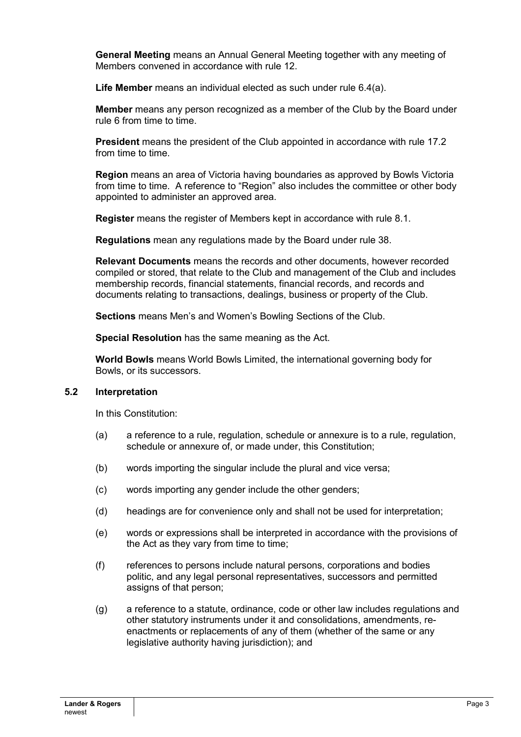**General Meeting** means an Annual General Meeting together with any meeting of Members convened in accordance with rule 12.

**Life Member** means an individual elected as such under rule 6.4(a).

**Member** means any person recognized as a member of the Club by the Board under rule 6 from time to time.

**President** means the president of the Club appointed in accordance with rule 17.2 from time to time.

**Region** means an area of Victoria having boundaries as approved by Bowls Victoria from time to time. A reference to "Region" also includes the committee or other body appointed to administer an approved area.

**Register** means the register of Members kept in accordance with rule 8.1.

**Regulations** mean any regulations made by the Board under rule 38.

**Relevant Documents** means the records and other documents, however recorded compiled or stored, that relate to the Club and management of the Club and includes membership records, financial statements, financial records, and records and documents relating to transactions, dealings, business or property of the Club.

**Sections** means Men's and Women's Bowling Sections of the Club.

**Special Resolution** has the same meaning as the Act.

**World Bowls** means World Bowls Limited, the international governing body for Bowls, or its successors.

### 5.2 Interpretation

In this Constitution:

(a) a reference to a rule, regulation, schedule or annexure is to a rule, regulation, schedule or annexure of, or made under, this Constitution;

(b) words importing the singular include the plural and vice versa;

(c) words importing any gender include the other genders;

(d) headings are for convenience only and shall not be used for interpretation;

(e) words or expressions shall be interpreted in accordance with the provisions of the Act as they vary from time to time;

(f) references to persons include natural persons, corporations and bodies politic, and any legal personal representatives, successors and permitted assigns of that person;

(g) a reference to a statute, ordinance, code or other law includes regulations and other statutory instruments under it and consolidations, amendments, re-enactments or replacements of any of them (whether of the same or any legislative authority having jurisdiction); and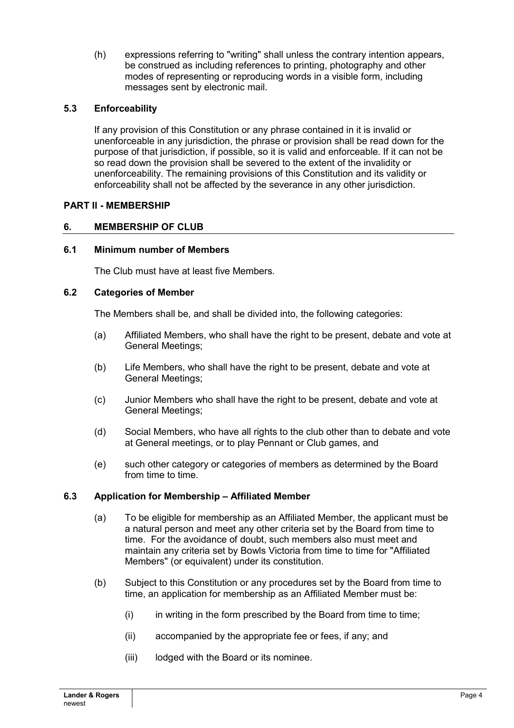(h) expressions referring to "writing" shall unless the contrary intention appears, be construed as including references to printing, photography and other modes of representing or reproducing words in a visible form, including messages sent by electronic mail.

### 5.3 Enforceability

If any provision of this Constitution or any phrase contained in it is invalid or unenforceable in any jurisdiction, the phrase or provision shall be read down for the purpose of that jurisdiction, if possible, so it is valid and enforceable. If it can not be so read down the provision shall be severed to the extent of the invalidity or unenforceability. The remaining provisions of this Constitution and its validity or enforceability shall not be affected by the severance in any other jurisdiction.

## PART II - MEMBERSHIP

## 6. MEMBERSHIP OF CLUB

### 6.1 Minimum number of Members

The Club must have at least five Members.

### 6.2 Categories of Member

The Members shall be, and shall be divided into, the following categories:

(a) Affiliated Members, who shall have the right to be present, debate and vote at General Meetings;

(b) Life Members, who shall have the right to be present, debate and vote at General Meetings;

(c) Junior Members who shall have the right to be present, debate and vote at General Meetings;

(d) Social Members, who have all rights to the club other than to debate and vote at General meetings, or to play Pennant or Club games, and

(e) such other category or categories of members as determined by the Board from time to time.

### 6.3 Application for Membership – Affiliated Member

(a) To be eligible for membership as an Affiliated Member, the applicant must be a natural person and meet any other criteria set by the Board from time to time. For the avoidance of doubt, such members also must meet and maintain any criteria set by Bowls Victoria from time to time for "Affiliated Members" (or equivalent) under its constitution.

(b) Subject to this Constitution or any procedures set by the Board from time to time, an application for membership as an Affiliated Member must be:

(i) in writing in the form prescribed by the Board from time to time;

(ii) accompanied by the appropriate fee or fees, if any; and

(iii) lodged with the Board or its nominee.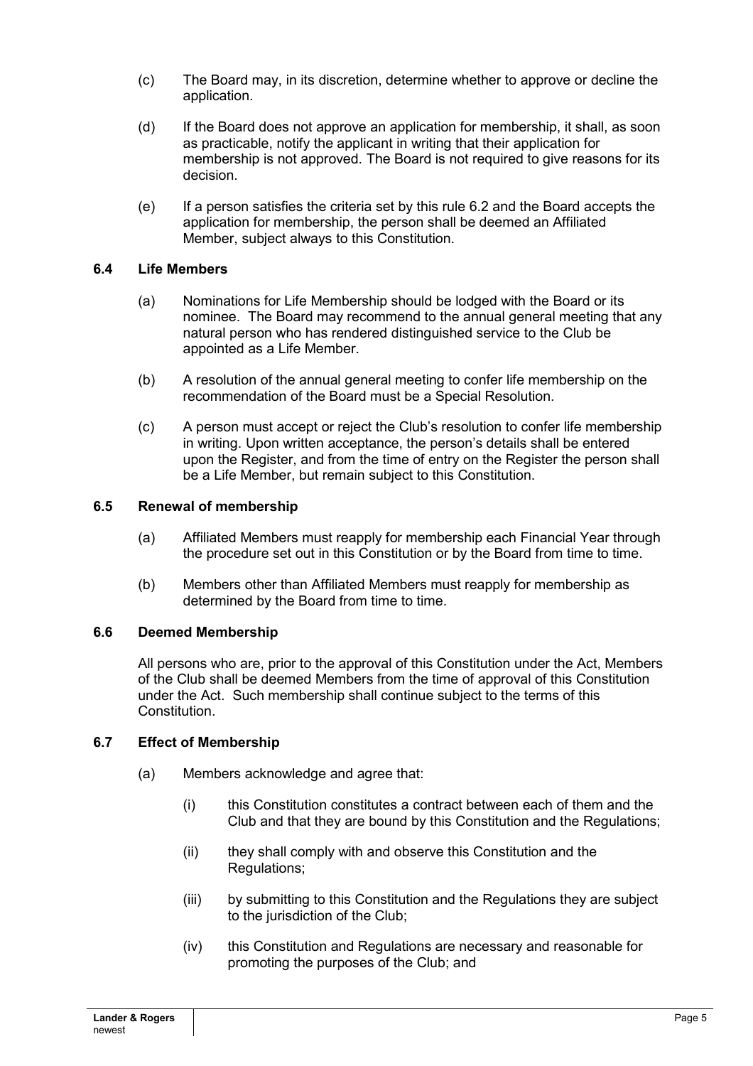(c) The Board may, in its discretion, determine whether to approve or decline the application.

(d) If the Board does not approve an application for membership, it shall, as soon as practicable, notify the applicant in writing that their application for membership is not approved. The Board is not required to give reasons for its decision.

(e) If a person satisfies the criteria set by this rule 6.2 and the Board accepts the application for membership, the person shall be deemed an Affiliated Member, subject always to this Constitution.

### 6.4 Life Members

(a) Nominations for Life Membership should be lodged with the Board or its nominee. The Board may recommend to the annual general meeting that any natural person who has rendered distinguished service to the Club be appointed as a Life Member.

(b) A resolution of the annual general meeting to confer life membership on the recommendation of the Board must be a Special Resolution.

(c) A person must accept or reject the Club's resolution to confer life membership in writing. Upon written acceptance, the person's details shall be entered upon the Register, and from the time of entry on the Register the person shall be a Life Member, but remain subject to this Constitution.

### 6.5 Renewal of membership

(a) Affiliated Members must reapply for membership each Financial Year through the procedure set out in this Constitution or by the Board from time to time.

(b) Members other than Affiliated Members must reapply for membership as determined by the Board from time to time.

### 6.6 Deemed Membership

All persons who are, prior to the approval of this Constitution under the Act, Members of the Club shall be deemed Members from the time of approval of this Constitution under the Act. Such membership shall continue subject to the terms of this Constitution.

### 6.7 Effect of Membership

(a) Members acknowledge and agree that:

- (i) this Constitution constitutes a contract between each of them and the Club and that they are bound by this Constitution and the Regulations;
- (ii) they shall comply with and observe this Constitution and the Regulations;
- (iii) by submitting to this Constitution and the Regulations they are subject to the jurisdiction of the Club;
- (iv) this Constitution and Regulations are necessary and reasonable for promoting the purposes of the Club; and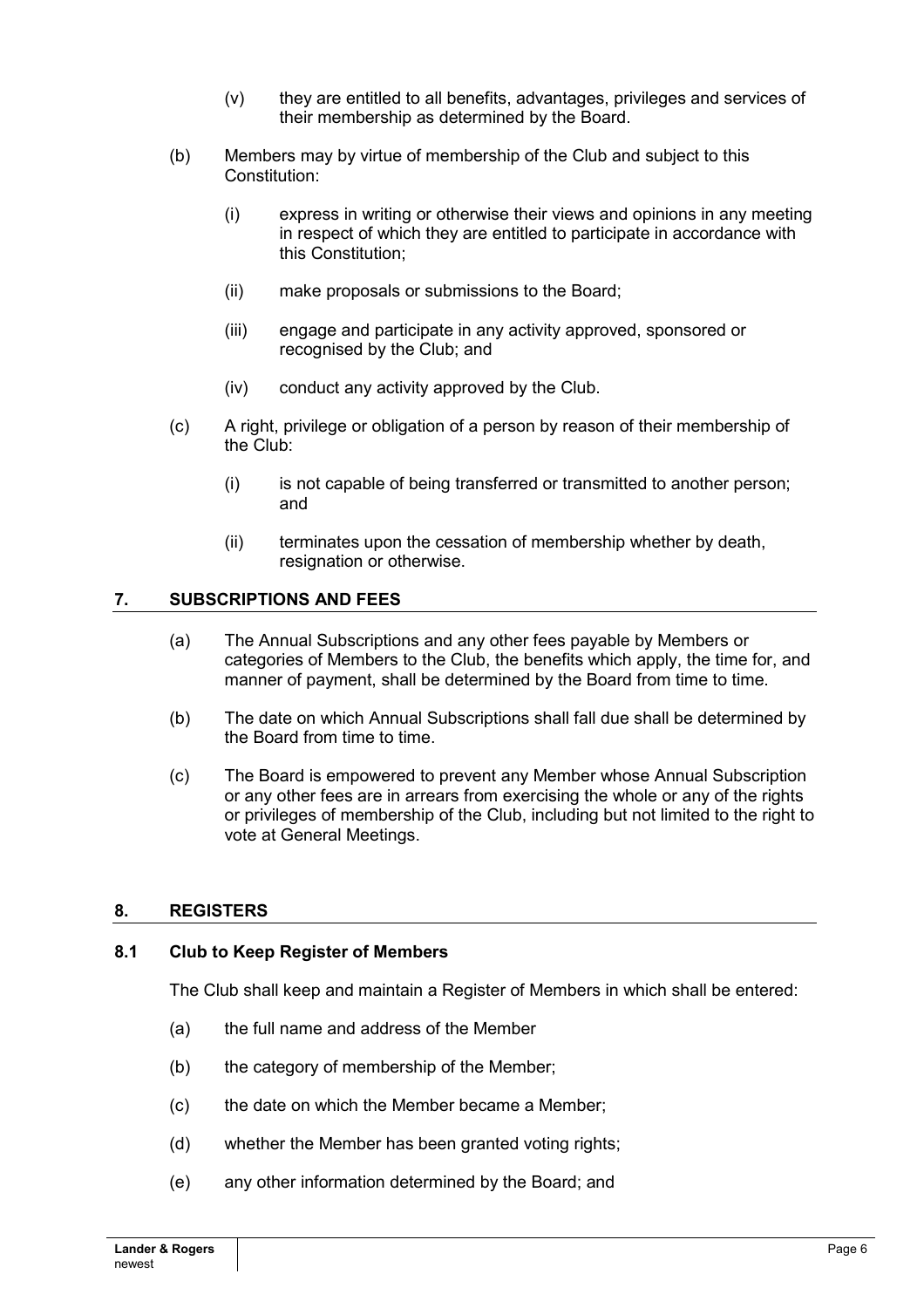(v) they are entitled to all benefits, advantages, privileges and services of their membership as determined by the Board.

(b) Members may by virtue of membership of the Club and subject to this Constitution:

(i) express in writing or otherwise their views and opinions in any meeting in respect of which they are entitled to participate in accordance with this Constitution;

(ii) make proposals or submissions to the Board;

(iii) engage and participate in any activity approved, sponsored or recognised by the Club; and

(iv) conduct any activity approved by the Club.

(c) A right, privilege or obligation of a person by reason of their membership of the Club:

(i) is not capable of being transferred or transmitted to another person; and

(ii) terminates upon the cessation of membership whether by death, resignation or otherwise.

## 7. SUBSCRIPTIONS AND FEES

(a) The Annual Subscriptions and any other fees payable by Members or categories of Members to the Club, the benefits which apply, the time for, and manner of payment, shall be determined by the Board from time to time.

(b) The date on which Annual Subscriptions shall fall due shall be determined by the Board from time to time.

(c) The Board is empowered to prevent any Member whose Annual Subscription or any other fees are in arrears from exercising the whole or any of the rights or privileges of membership of the Club, including but not limited to the right to vote at General Meetings.

## 8. REGISTERS

### 8.1 Club to Keep Register of Members

The Club shall keep and maintain a Register of Members in which shall be entered:

(a) the full name and address of the Member

(b) the category of membership of the Member;

(c) the date on which the Member became a Member;

(d) whether the Member has been granted voting rights;

(e) any other information determined by the Board; and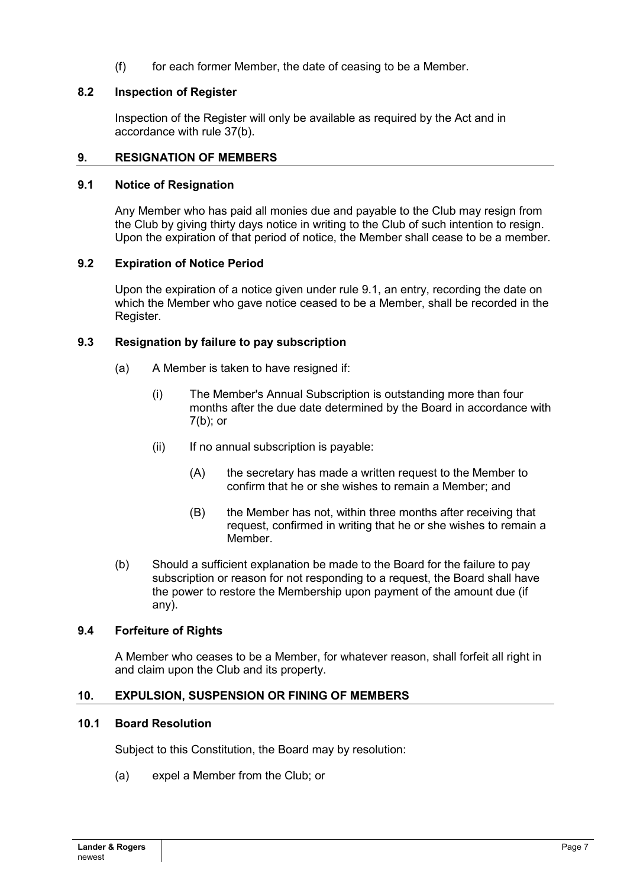(f) for each former Member, the date of ceasing to be a Member.

### 8.2 Inspection of Register

Inspection of the Register will only be available as required by the Act and in accordance with rule 37(b).

## 9. RESIGNATION OF MEMBERS

### 9.1 Notice of Resignation

Any Member who has paid all monies due and payable to the Club may resign from the Club by giving thirty days notice in writing to the Club of such intention to resign. Upon the expiration of that period of notice, the Member shall cease to be a member.

### 9.2 Expiration of Notice Period

Upon the expiration of a notice given under rule 9.1, an entry, recording the date on which the Member who gave notice ceased to be a Member, shall be recorded in the Register.

### 9.3 Resignation by failure to pay subscription

(a) A Member is taken to have resigned if:

(i) The Member's Annual Subscription is outstanding more than four months after the due date determined by the Board in accordance with 7(b); or

(ii) If no annual subscription is payable:

(A) the secretary has made a written request to the Member to confirm that he or she wishes to remain a Member; and

(B) the Member has not, within three months after receiving that request, confirmed in writing that he or she wishes to remain a Member.

(b) Should a sufficient explanation be made to the Board for the failure to pay subscription or reason for not responding to a request, the Board shall have the power to restore the Membership upon payment of the amount due (if any).

### 9.4 Forfeiture of Rights

A Member who ceases to be a Member, for whatever reason, shall forfeit all right in and claim upon the Club and its property.

## 10. EXPULSION, SUSPENSION OR FINING OF MEMBERS

### 10.1 Board Resolution

Subject to this Constitution, the Board may by resolution:

(a) expel a Member from the Club; or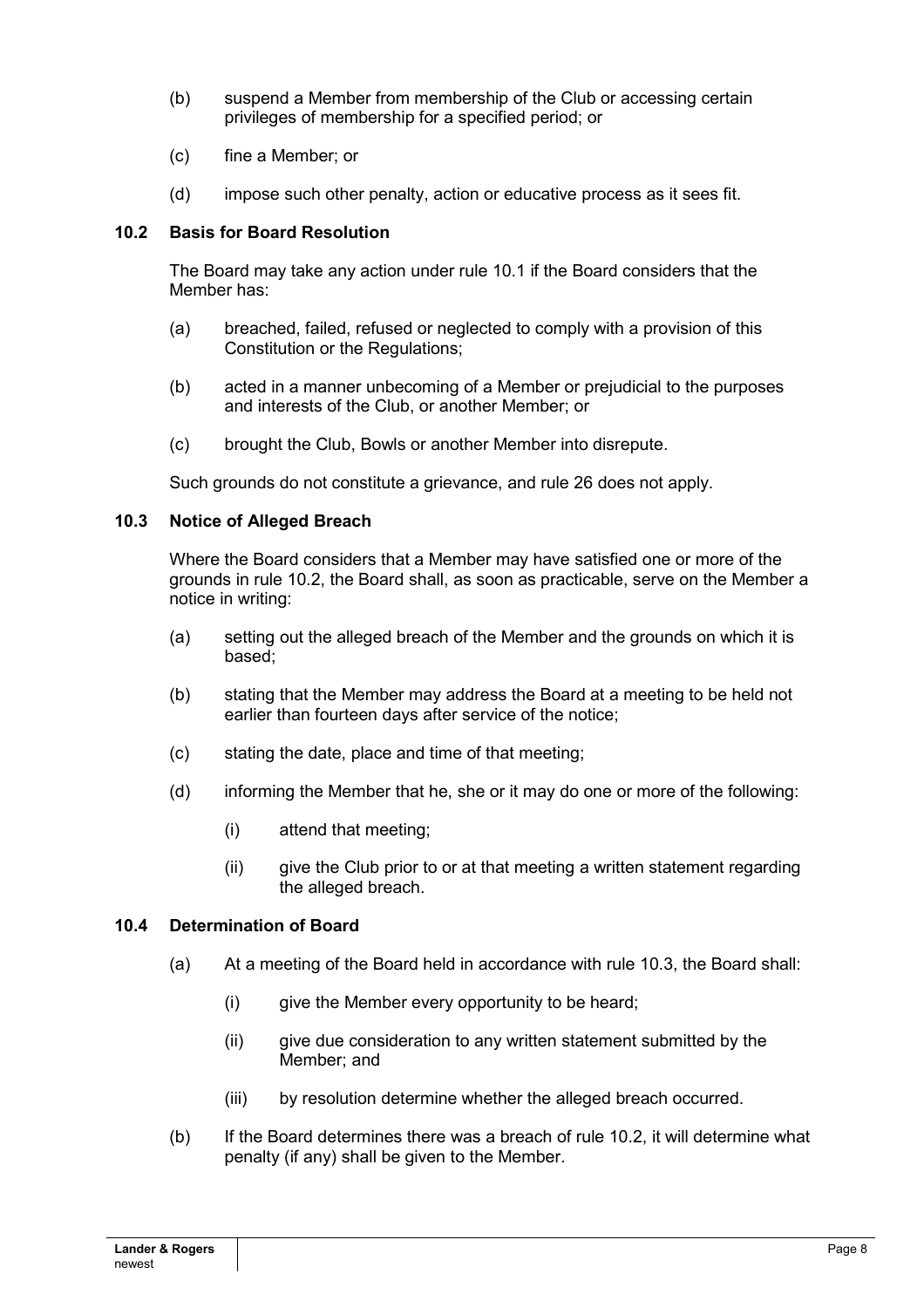(b) suspend a Member from membership of the Club or accessing certain privileges of membership for a specified period; or

(c) fine a Member; or

(d) impose such other penalty, action or educative process as it sees fit.

### 10.2 Basis for Board Resolution

The Board may take any action under rule 10.1 if the Board considers that the Member has:

(a) breached, failed, refused or neglected to comply with a provision of this Constitution or the Regulations;

(b) acted in a manner unbecoming of a Member or prejudicial to the purposes and interests of the Club, or another Member; or

(c) brought the Club, Bowls or another Member into disrepute.

Such grounds do not constitute a grievance, and rule 26 does not apply.

### 10.3 Notice of Alleged Breach

Where the Board considers that a Member may have satisfied one or more of the grounds in rule 10.2, the Board shall, as soon as practicable, serve on the Member a notice in writing:

(a) setting out the alleged breach of the Member and the grounds on which it is based;

(b) stating that the Member may address the Board at a meeting to be held not earlier than fourteen days after service of the notice;

(c) stating the date, place and time of that meeting;

(d) informing the Member that he, she or it may do one or more of the following:

- (i) attend that meeting;
- (ii) give the Club prior to or at that meeting a written statement regarding the alleged breach.

### 10.4 Determination of Board

(a) At a meeting of the Board held in accordance with rule 10.3, the Board shall:

- (i) give the Member every opportunity to be heard;
- (ii) give due consideration to any written statement submitted by the Member; and
- (iii) by resolution determine whether the alleged breach occurred.

(b) If the Board determines there was a breach of rule 10.2, it will determine what penalty (if any) shall be given to the Member.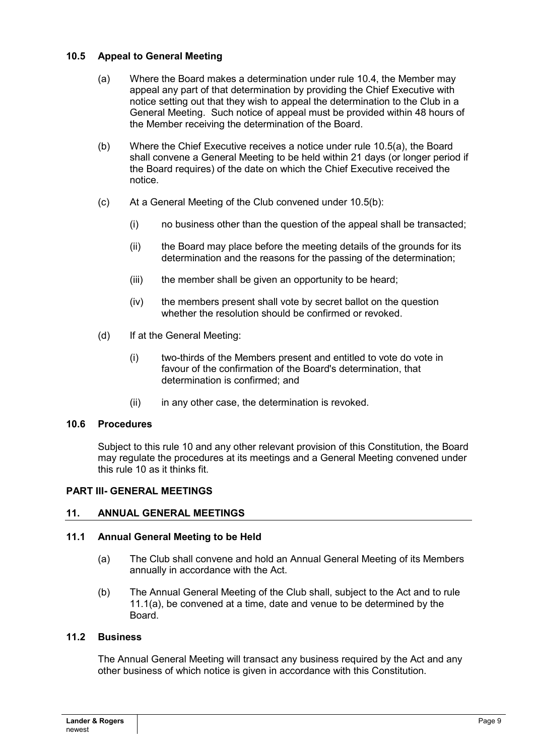### 10.5 Appeal to General Meeting

(a) Where the Board makes a determination under rule 10.4, the Member may appeal any part of that determination by providing the Chief Executive with notice setting out that they wish to appeal the determination to the Club in a General Meeting. Such notice of appeal must be provided within 48 hours of the Member receiving the determination of the Board.

(b) Where the Chief Executive receives a notice under rule 10.5(a), the Board shall convene a General Meeting to be held within 21 days (or longer period if the Board requires) of the date on which the Chief Executive received the notice.

(c) At a General Meeting of the Club convened under 10.5(b):

(i) no business other than the question of the appeal shall be transacted;

(ii) the Board may place before the meeting details of the grounds for its determination and the reasons for the passing of the determination;

(iii) the member shall be given an opportunity to be heard;

(iv) the members present shall vote by secret ballot on the question whether the resolution should be confirmed or revoked.

(d) If at the General Meeting:

(i) two-thirds of the Members present and entitled to vote do vote in favour of the confirmation of the Board's determination, that determination is confirmed; and

(ii) in any other case, the determination is revoked.

### 10.6 Procedures

Subject to this rule 10 and any other relevant provision of this Constitution, the Board may regulate the procedures at its meetings and a General Meeting convened under this rule 10 as it thinks fit.

## PART III- GENERAL MEETINGS

## 11. ANNUAL GENERAL MEETINGS

### 11.1 Annual General Meeting to be Held

(a) The Club shall convene and hold an Annual General Meeting of its Members annually in accordance with the Act.

(b) The Annual General Meeting of the Club shall, subject to the Act and to rule 11.1(a), be convened at a time, date and venue to be determined by the Board.

### 11.2 Business

The Annual General Meeting will transact any business required by the Act and any other business of which notice is given in accordance with this Constitution.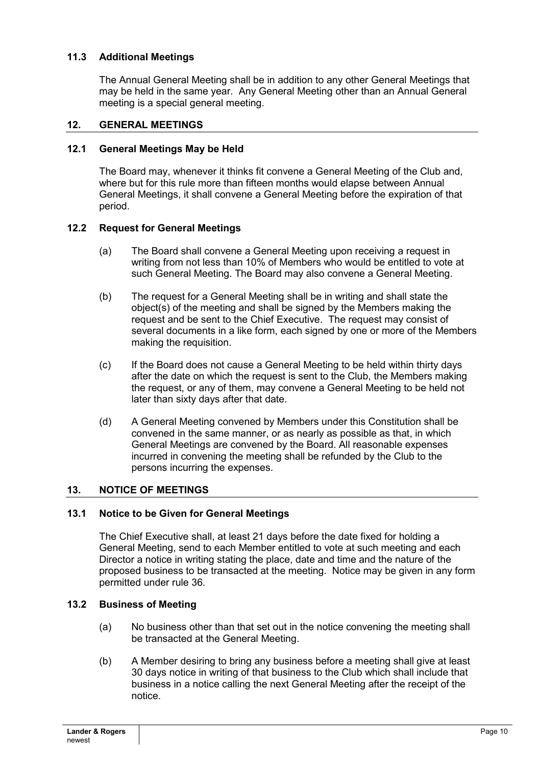### 11.3 Additional Meetings

The Annual General Meeting shall be in addition to any other General Meetings that may be held in the same year. Any General Meeting other than an Annual General meeting is a special general meeting.

## 12. GENERAL MEETINGS

### 12.1 General Meetings May be Held

The Board may, whenever it thinks fit convene a General Meeting of the Club and, where but for this rule more than fifteen months would elapse between Annual General Meetings, it shall convene a General Meeting before the expiration of that period.

### 12.2 Request for General Meetings

(a) The Board shall convene a General Meeting upon receiving a request in writing from not less than 10% of Members who would be entitled to vote at such General Meeting. The Board may also convene a General Meeting.

(b) The request for a General Meeting shall be in writing and shall state the object(s) of the meeting and shall be signed by the Members making the request and be sent to the Chief Executive. The request may consist of several documents in a like form, each signed by one or more of the Members making the requisition.

(c) If the Board does not cause a General Meeting to be held within thirty days after the date on which the request is sent to the Club, the Members making the request, or any of them, may convene a General Meeting to be held not later than sixty days after that date.

(d) A General Meeting convened by Members under this Constitution shall be convened in the same manner, or as nearly as possible as that, in which General Meetings are convened by the Board. All reasonable expenses incurred in convening the meeting shall be refunded by the Club to the persons incurring the expenses.

## 13. NOTICE OF MEETINGS

### 13.1 Notice to be Given for General Meetings

The Chief Executive shall, at least 21 days before the date fixed for holding a General Meeting, send to each Member entitled to vote at such meeting and each Director a notice in writing stating the place, date and time and the nature of the proposed business to be transacted at the meeting. Notice may be given in any form permitted under rule 36.

### 13.2 Business of Meeting

(a) No business other than that set out in the notice convening the meeting shall be transacted at the General Meeting.

(b) A Member desiring to bring any business before a meeting shall give at least 30 days notice in writing of that business to the Club which shall include that business in a notice calling the next General Meeting after the receipt of the notice.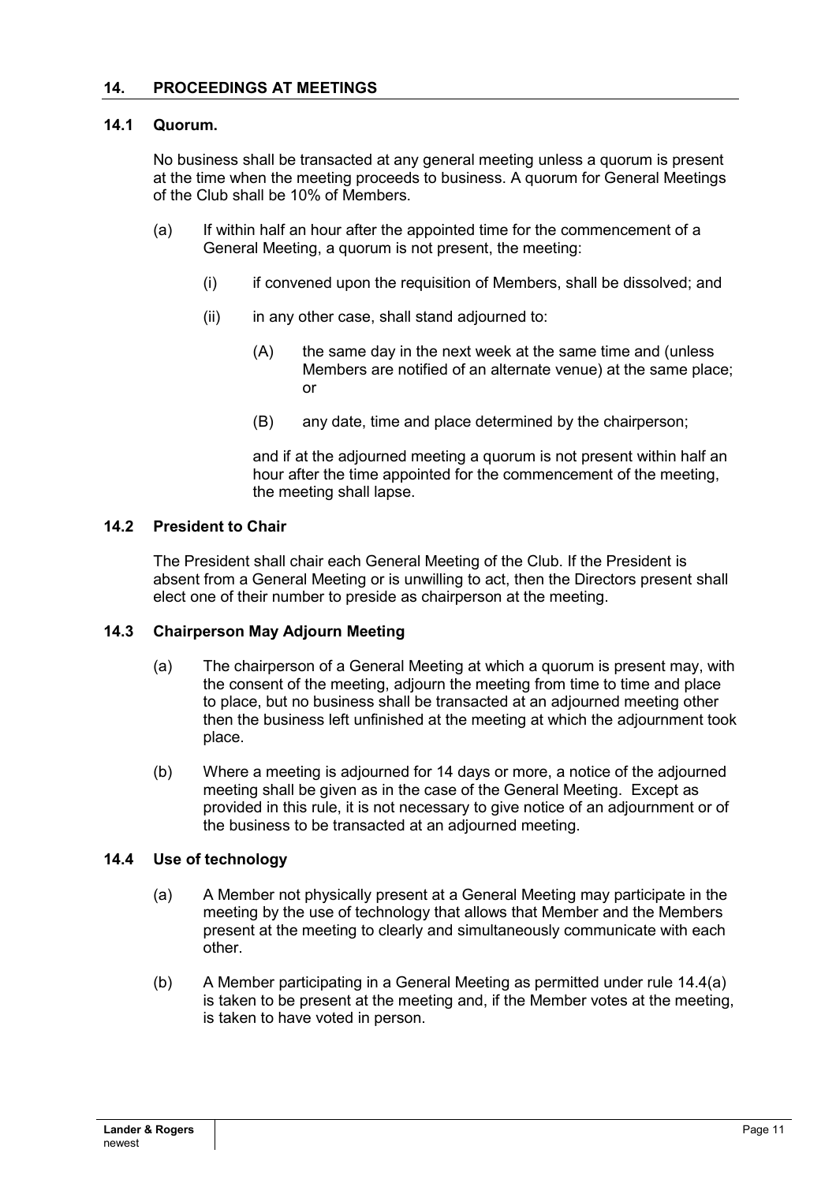## 14. PROCEEDINGS AT MEETINGS

### 14.1 Quorum.

No business shall be transacted at any general meeting unless a quorum is present at the time when the meeting proceeds to business. A quorum for General Meetings of the Club shall be 10% of Members.

(a) If within half an hour after the appointed time for the commencement of a General Meeting, a quorum is not present, the meeting:

  (i) if convened upon the requisition of Members, shall be dissolved; and

  (ii) in any other case, shall stand adjourned to:

    (A) the same day in the next week at the same time and (unless Members are notified of an alternate venue) at the same place; or

    (B) any date, time and place determined by the chairperson;

  and if at the adjourned meeting a quorum is not present within half an hour after the time appointed for the commencement of the meeting, the meeting shall lapse.

### 14.2 President to Chair

The President shall chair each General Meeting of the Club. If the President is absent from a General Meeting or is unwilling to act, then the Directors present shall elect one of their number to preside as chairperson at the meeting.

### 14.3 Chairperson May Adjourn Meeting

(a) The chairperson of a General Meeting at which a quorum is present may, with the consent of the meeting, adjourn the meeting from time to time and place to place, but no business shall be transacted at an adjourned meeting other then the business left unfinished at the meeting at which the adjournment took place.

(b) Where a meeting is adjourned for 14 days or more, a notice of the adjourned meeting shall be given as in the case of the General Meeting. Except as provided in this rule, it is not necessary to give notice of an adjournment or of the business to be transacted at an adjourned meeting.

### 14.4 Use of technology

(a) A Member not physically present at a General Meeting may participate in the meeting by the use of technology that allows that Member and the Members present at the meeting to clearly and simultaneously communicate with each other.

(b) A Member participating in a General Meeting as permitted under rule 14.4(a) is taken to be present at the meeting and, if the Member votes at the meeting, is taken to have voted in person.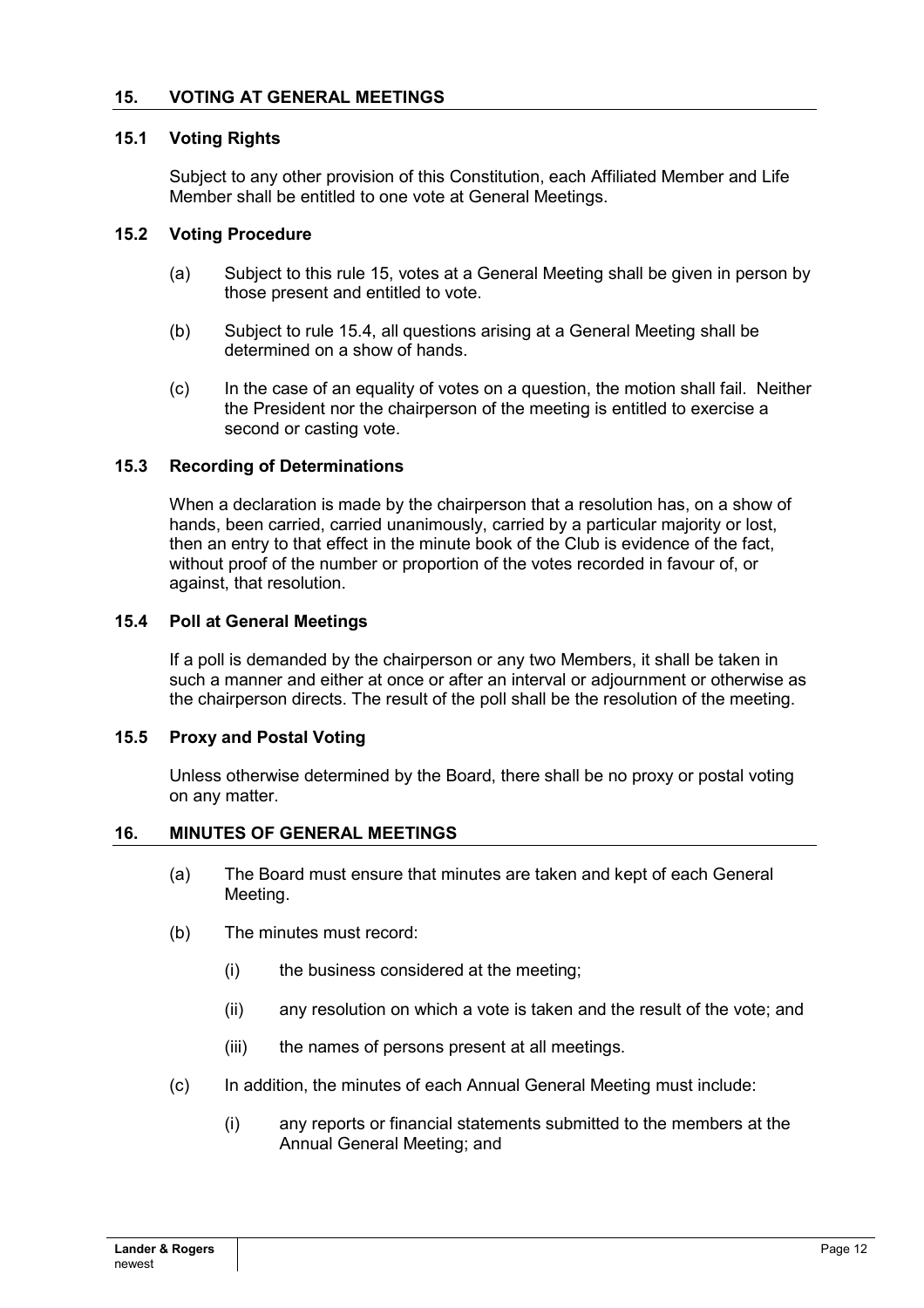## 15. VOTING AT GENERAL MEETINGS

### 15.1 Voting Rights

Subject to any other provision of this Constitution, each Affiliated Member and Life Member shall be entitled to one vote at General Meetings.

### 15.2 Voting Procedure

(a) Subject to this rule 15, votes at a General Meeting shall be given in person by those present and entitled to vote.

(b) Subject to rule 15.4, all questions arising at a General Meeting shall be determined on a show of hands.

(c) In the case of an equality of votes on a question, the motion shall fail. Neither the President nor the chairperson of the meeting is entitled to exercise a second or casting vote.

### 15.3 Recording of Determinations

When a declaration is made by the chairperson that a resolution has, on a show of hands, been carried, carried unanimously, carried by a particular majority or lost, then an entry to that effect in the minute book of the Club is evidence of the fact, without proof of the number or proportion of the votes recorded in favour of, or against, that resolution.

### 15.4 Poll at General Meetings

If a poll is demanded by the chairperson or any two Members, it shall be taken in such a manner and either at once or after an interval or adjournment or otherwise as the chairperson directs. The result of the poll shall be the resolution of the meeting.

### 15.5 Proxy and Postal Voting

Unless otherwise determined by the Board, there shall be no proxy or postal voting on any matter.

## 16. MINUTES OF GENERAL MEETINGS

(a) The Board must ensure that minutes are taken and kept of each General Meeting.

(b) The minutes must record:

   (i) the business considered at the meeting;

   (ii) any resolution on which a vote is taken and the result of the vote; and

   (iii) the names of persons present at all meetings.

(c) In addition, the minutes of each Annual General Meeting must include:

   (i) any reports or financial statements submitted to the members at the Annual General Meeting; and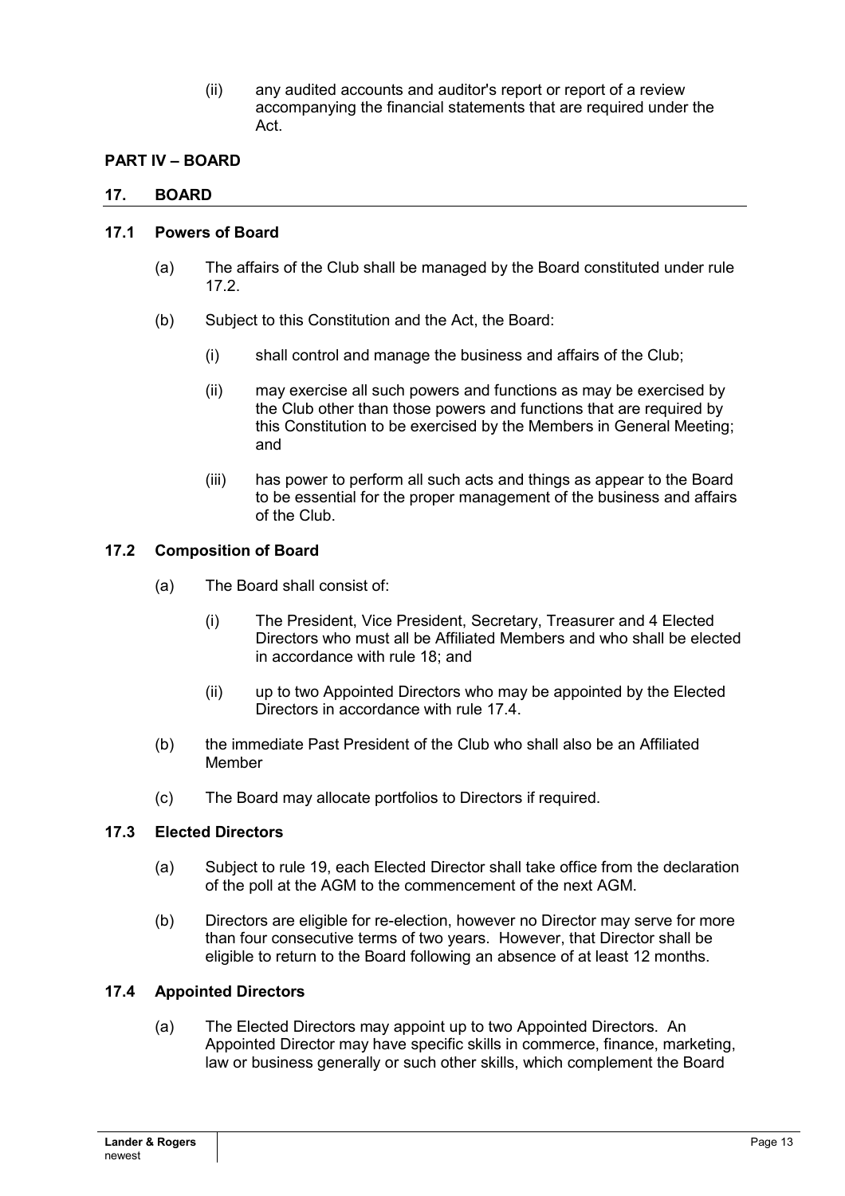(ii) any audited accounts and auditor's report or report of a review accompanying the financial statements that are required under the Act.

## PART IV – BOARD

### 17. BOARD

#### 17.1 Powers of Board

(a) The affairs of the Club shall be managed by the Board constituted under rule 17.2.

(b) Subject to this Constitution and the Act, the Board:

(i) shall control and manage the business and affairs of the Club;

(ii) may exercise all such powers and functions as may be exercised by the Club other than those powers and functions that are required by this Constitution to be exercised by the Members in General Meeting; and

(iii) has power to perform all such acts and things as appear to the Board to be essential for the proper management of the business and affairs of the Club.

#### 17.2 Composition of Board

(a) The Board shall consist of:

(i) The President, Vice President, Secretary, Treasurer and 4 Elected Directors who must all be Affiliated Members and who shall be elected in accordance with rule 18; and

(ii) up to two Appointed Directors who may be appointed by the Elected Directors in accordance with rule 17.4.

(b) the immediate Past President of the Club who shall also be an Affiliated Member

(c) The Board may allocate portfolios to Directors if required.

#### 17.3 Elected Directors

(a) Subject to rule 19, each Elected Director shall take office from the declaration of the poll at the AGM to the commencement of the next AGM.

(b) Directors are eligible for re-election, however no Director may serve for more than four consecutive terms of two years. However, that Director shall be eligible to return to the Board following an absence of at least 12 months.

#### 17.4 Appointed Directors

(a) The Elected Directors may appoint up to two Appointed Directors. An Appointed Director may have specific skills in commerce, finance, marketing, law or business generally or such other skills, which complement the Board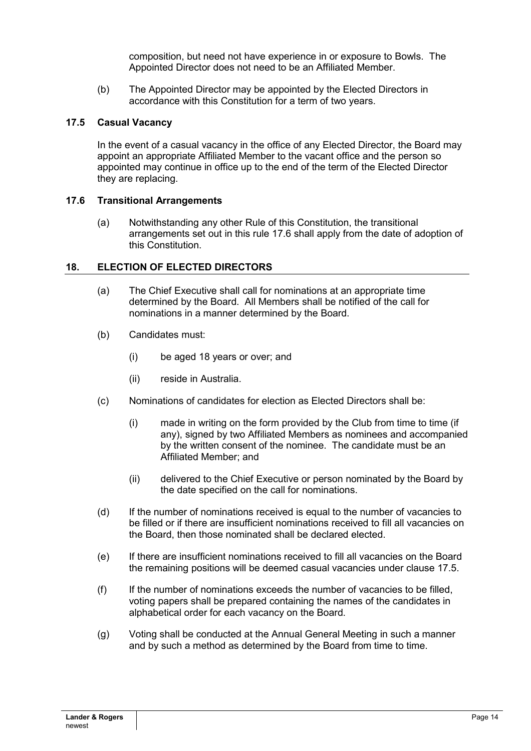composition, but need not have experience in or exposure to Bowls. The Appointed Director does not need to be an Affiliated Member.

(b) The Appointed Director may be appointed by the Elected Directors in accordance with this Constitution for a term of two years.

### 17.5 Casual Vacancy

In the event of a casual vacancy in the office of any Elected Director, the Board may appoint an appropriate Affiliated Member to the vacant office and the person so appointed may continue in office up to the end of the term of the Elected Director they are replacing.

### 17.6 Transitional Arrangements

(a) Notwithstanding any other Rule of this Constitution, the transitional arrangements set out in this rule 17.6 shall apply from the date of adoption of this Constitution.

## 18. ELECTION OF ELECTED DIRECTORS

(a) The Chief Executive shall call for nominations at an appropriate time determined by the Board. All Members shall be notified of the call for nominations in a manner determined by the Board.

(b) Candidates must:

  (i) be aged 18 years or over; and

  (ii) reside in Australia.

(c) Nominations of candidates for election as Elected Directors shall be:

  (i) made in writing on the form provided by the Club from time to time (if any), signed by two Affiliated Members as nominees and accompanied by the written consent of the nominee. The candidate must be an Affiliated Member; and

  (ii) delivered to the Chief Executive or person nominated by the Board by the date specified on the call for nominations.

(d) If the number of nominations received is equal to the number of vacancies to be filled or if there are insufficient nominations received to fill all vacancies on the Board, then those nominated shall be declared elected.

(e) If there are insufficient nominations received to fill all vacancies on the Board the remaining positions will be deemed casual vacancies under clause 17.5.

(f) If the number of nominations exceeds the number of vacancies to be filled, voting papers shall be prepared containing the names of the candidates in alphabetical order for each vacancy on the Board.

(g) Voting shall be conducted at the Annual General Meeting in such a manner and by such a method as determined by the Board from time to time.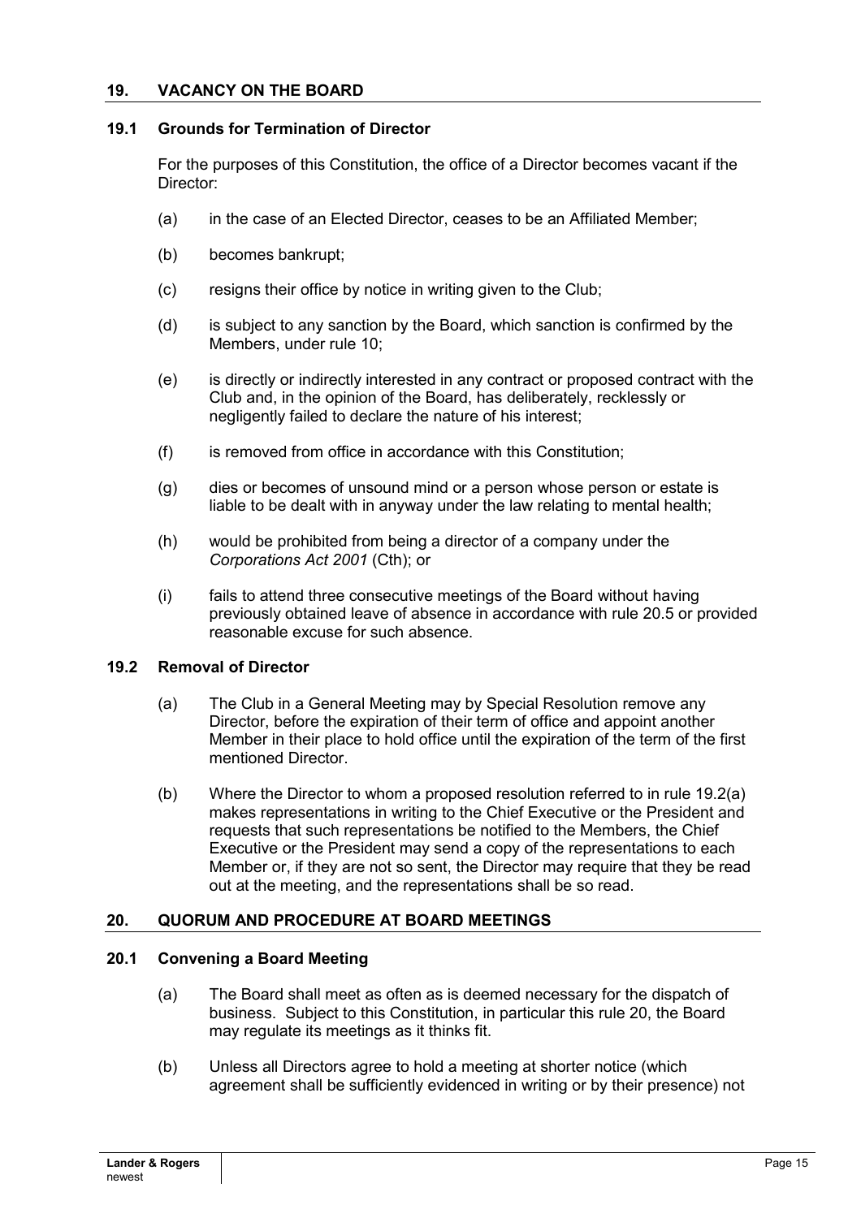## 19. VACANCY ON THE BOARD

### 19.1 Grounds for Termination of Director

For the purposes of this Constitution, the office of a Director becomes vacant if the Director:

(a) in the case of an Elected Director, ceases to be an Affiliated Member;

(b) becomes bankrupt;

(c) resigns their office by notice in writing given to the Club;

(d) is subject to any sanction by the Board, which sanction is confirmed by the Members, under rule 10;

(e) is directly or indirectly interested in any contract or proposed contract with the Club and, in the opinion of the Board, has deliberately, recklessly or negligently failed to declare the nature of his interest;

(f) is removed from office in accordance with this Constitution;

(g) dies or becomes of unsound mind or a person whose person or estate is liable to be dealt with in anyway under the law relating to mental health;

(h) would be prohibited from being a director of a company under the *Corporations Act 2001* (Cth); or

(i) fails to attend three consecutive meetings of the Board without having previously obtained leave of absence in accordance with rule 20.5 or provided reasonable excuse for such absence.

### 19.2 Removal of Director

(a) The Club in a General Meeting may by Special Resolution remove any Director, before the expiration of their term of office and appoint another Member in their place to hold office until the expiration of the term of the first mentioned Director.

(b) Where the Director to whom a proposed resolution referred to in rule 19.2(a) makes representations in writing to the Chief Executive or the President and requests that such representations be notified to the Members, the Chief Executive or the President may send a copy of the representations to each Member or, if they are not so sent, the Director may require that they be read out at the meeting, and the representations shall be so read.

## 20. QUORUM AND PROCEDURE AT BOARD MEETINGS

### 20.1 Convening a Board Meeting

(a) The Board shall meet as often as is deemed necessary for the dispatch of business. Subject to this Constitution, in particular this rule 20, the Board may regulate its meetings as it thinks fit.

(b) Unless all Directors agree to hold a meeting at shorter notice (which agreement shall be sufficiently evidenced in writing or by their presence) not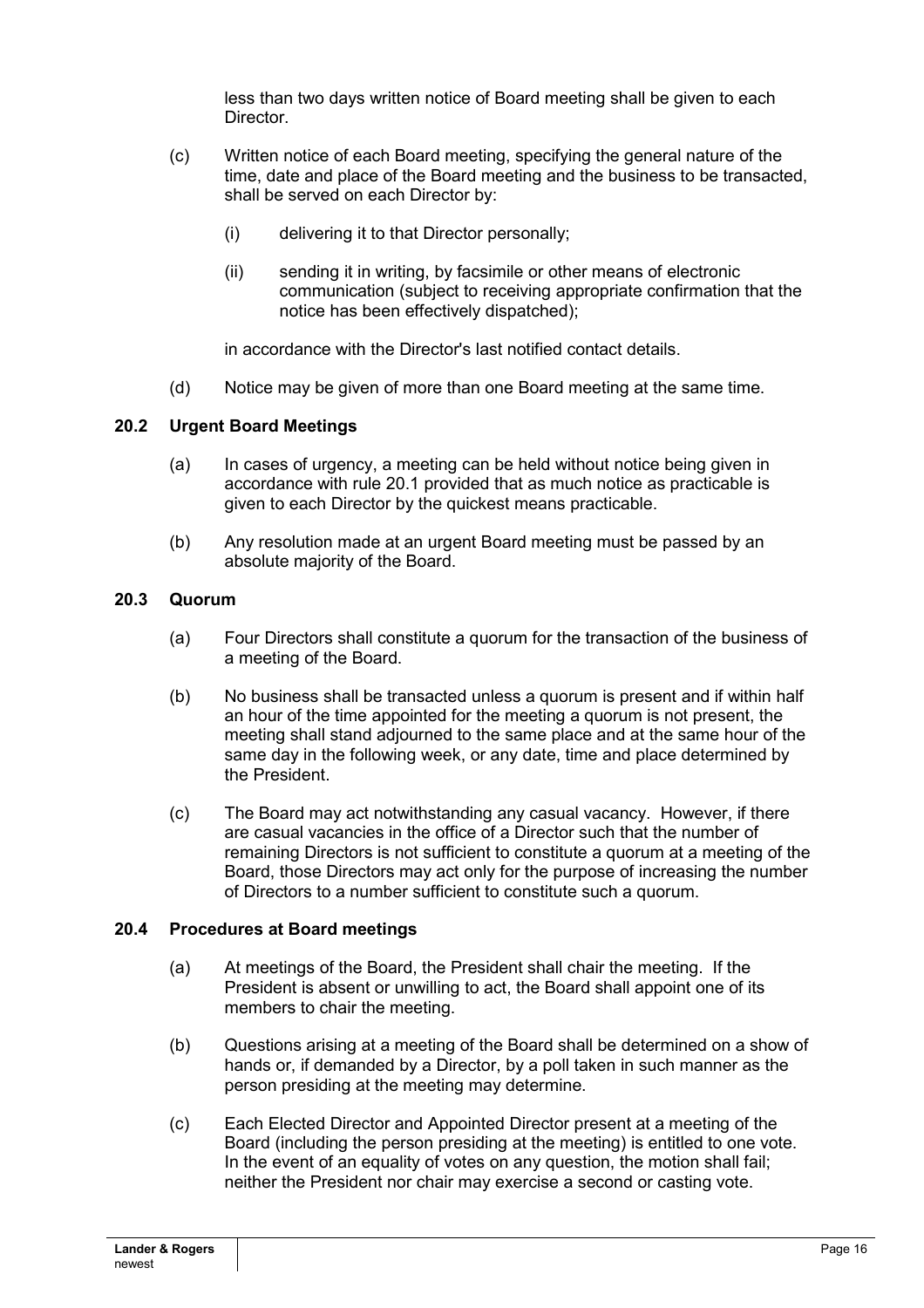less than two days written notice of Board meeting shall be given to each Director.

(c) Written notice of each Board meeting, specifying the general nature of the time, date and place of the Board meeting and the business to be transacted, shall be served on each Director by:

   (i) delivering it to that Director personally;

   (ii) sending it in writing, by facsimile or other means of electronic communication (subject to receiving appropriate confirmation that the notice has been effectively dispatched);

   in accordance with the Director's last notified contact details.

(d) Notice may be given of more than one Board meeting at the same time.

### 20.2 Urgent Board Meetings

(a) In cases of urgency, a meeting can be held without notice being given in accordance with rule 20.1 provided that as much notice as practicable is given to each Director by the quickest means practicable.

(b) Any resolution made at an urgent Board meeting must be passed by an absolute majority of the Board.

### 20.3 Quorum

(a) Four Directors shall constitute a quorum for the transaction of the business of a meeting of the Board.

(b) No business shall be transacted unless a quorum is present and if within half an hour of the time appointed for the meeting a quorum is not present, the meeting shall stand adjourned to the same place and at the same hour of the same day in the following week, or any date, time and place determined by the President.

(c) The Board may act notwithstanding any casual vacancy. However, if there are casual vacancies in the office of a Director such that the number of remaining Directors is not sufficient to constitute a quorum at a meeting of the Board, those Directors may act only for the purpose of increasing the number of Directors to a number sufficient to constitute such a quorum.

### 20.4 Procedures at Board meetings

(a) At meetings of the Board, the President shall chair the meeting. If the President is absent or unwilling to act, the Board shall appoint one of its members to chair the meeting.

(b) Questions arising at a meeting of the Board shall be determined on a show of hands or, if demanded by a Director, by a poll taken in such manner as the person presiding at the meeting may determine.

(c) Each Elected Director and Appointed Director present at a meeting of the Board (including the person presiding at the meeting) is entitled to one vote. In the event of an equality of votes on any question, the motion shall fail; neither the President nor chair may exercise a second or casting vote.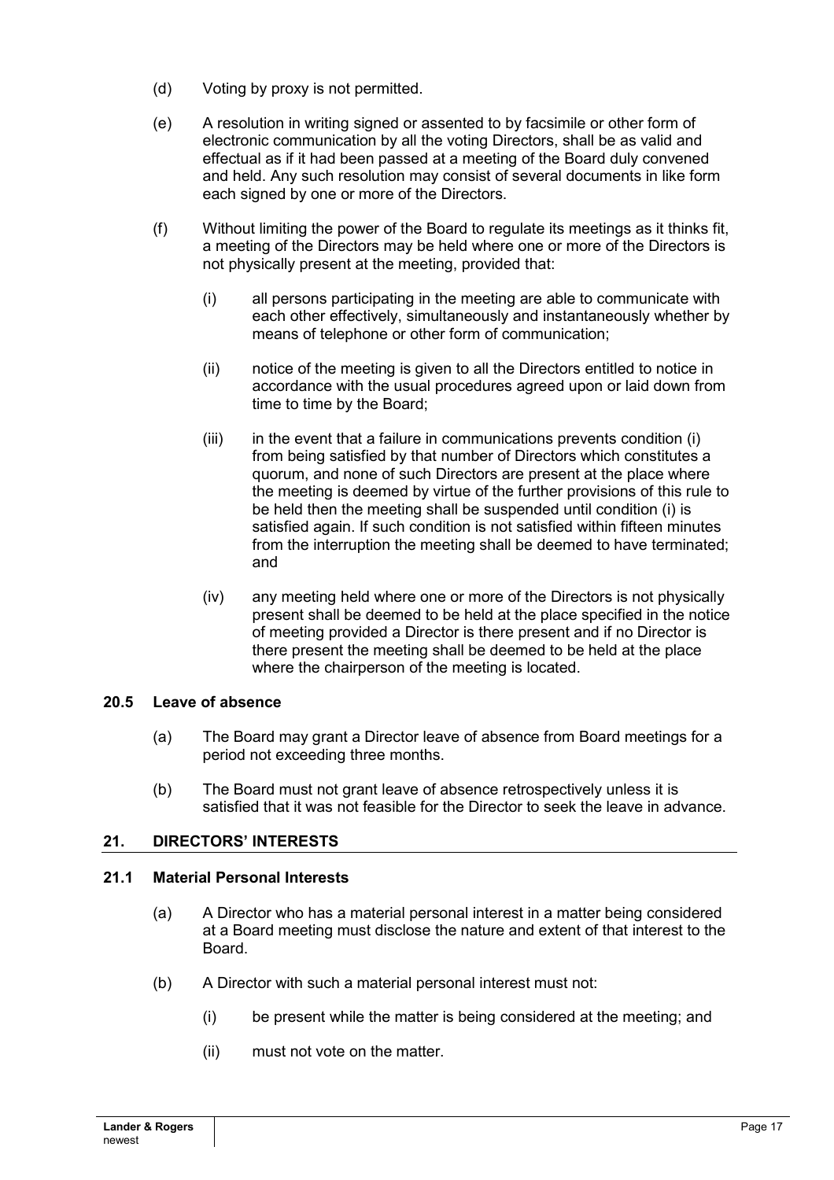(d) Voting by proxy is not permitted.

(e) A resolution in writing signed or assented to by facsimile or other form of electronic communication by all the voting Directors, shall be as valid and effectual as if it had been passed at a meeting of the Board duly convened and held. Any such resolution may consist of several documents in like form each signed by one or more of the Directors.

(f) Without limiting the power of the Board to regulate its meetings as it thinks fit, a meeting of the Directors may be held where one or more of the Directors is not physically present at the meeting, provided that:

(i) all persons participating in the meeting are able to communicate with each other effectively, simultaneously and instantaneously whether by means of telephone or other form of communication;

(ii) notice of the meeting is given to all the Directors entitled to notice in accordance with the usual procedures agreed upon or laid down from time to time by the Board;

(iii) in the event that a failure in communications prevents condition (i) from being satisfied by that number of Directors which constitutes a quorum, and none of such Directors are present at the place where the meeting is deemed by virtue of the further provisions of this rule to be held then the meeting shall be suspended until condition (i) is satisfied again. If such condition is not satisfied within fifteen minutes from the interruption the meeting shall be deemed to have terminated; and

(iv) any meeting held where one or more of the Directors is not physically present shall be deemed to be held at the place specified in the notice of meeting provided a Director is there present and if no Director is there present the meeting shall be deemed to be held at the place where the chairperson of the meeting is located.

### 20.5 Leave of absence

(a) The Board may grant a Director leave of absence from Board meetings for a period not exceeding three months.

(b) The Board must not grant leave of absence retrospectively unless it is satisfied that it was not feasible for the Director to seek the leave in advance.

## 21. DIRECTORS' INTERESTS

### 21.1 Material Personal Interests

(a) A Director who has a material personal interest in a matter being considered at a Board meeting must disclose the nature and extent of that interest to the Board.

(b) A Director with such a material personal interest must not:

(i) be present while the matter is being considered at the meeting; and

(ii) must not vote on the matter.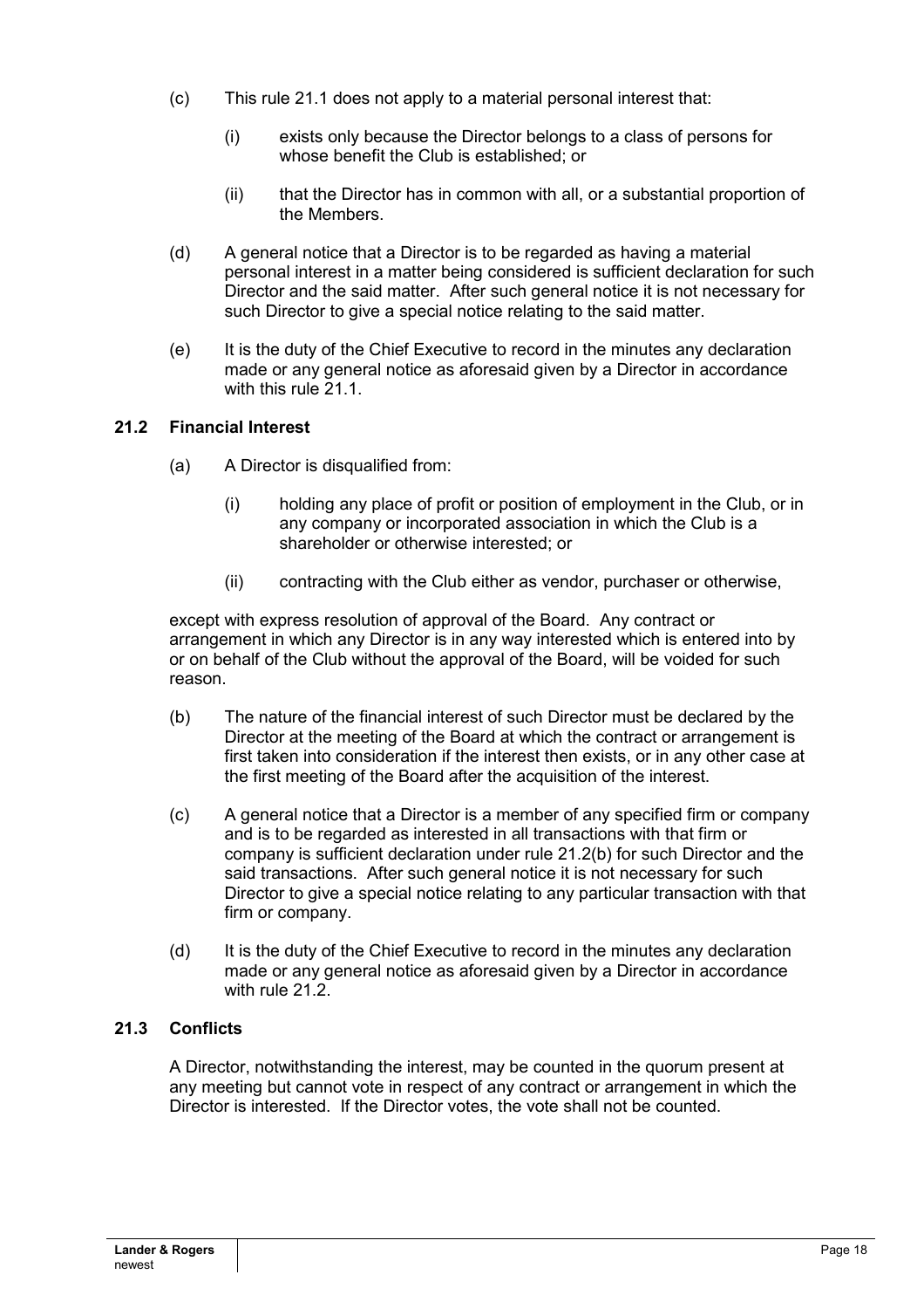(c) This rule 21.1 does not apply to a material personal interest that:

   (i) exists only because the Director belongs to a class of persons for whose benefit the Club is established; or

   (ii) that the Director has in common with all, or a substantial proportion of the Members.

(d) A general notice that a Director is to be regarded as having a material personal interest in a matter being considered is sufficient declaration for such Director and the said matter. After such general notice it is not necessary for such Director to give a special notice relating to the said matter.

(e) It is the duty of the Chief Executive to record in the minutes any declaration made or any general notice as aforesaid given by a Director in accordance with this rule 21.1.

### 21.2 Financial Interest

(a) A Director is disqualified from:

   (i) holding any place of profit or position of employment in the Club, or in any company or incorporated association in which the Club is a shareholder or otherwise interested; or

   (ii) contracting with the Club either as vendor, purchaser or otherwise,

except with express resolution of approval of the Board. Any contract or arrangement in which any Director is in any way interested which is entered into by or on behalf of the Club without the approval of the Board, will be voided for such reason.

(b) The nature of the financial interest of such Director must be declared by the Director at the meeting of the Board at which the contract or arrangement is first taken into consideration if the interest then exists, or in any other case at the first meeting of the Board after the acquisition of the interest.

(c) A general notice that a Director is a member of any specified firm or company and is to be regarded as interested in all transactions with that firm or company is sufficient declaration under rule 21.2(b) for such Director and the said transactions. After such general notice it is not necessary for such Director to give a special notice relating to any particular transaction with that firm or company.

(d) It is the duty of the Chief Executive to record in the minutes any declaration made or any general notice as aforesaid given by a Director in accordance with rule 21.2.

### 21.3 Conflicts

A Director, notwithstanding the interest, may be counted in the quorum present at any meeting but cannot vote in respect of any contract or arrangement in which the Director is interested. If the Director votes, the vote shall not be counted.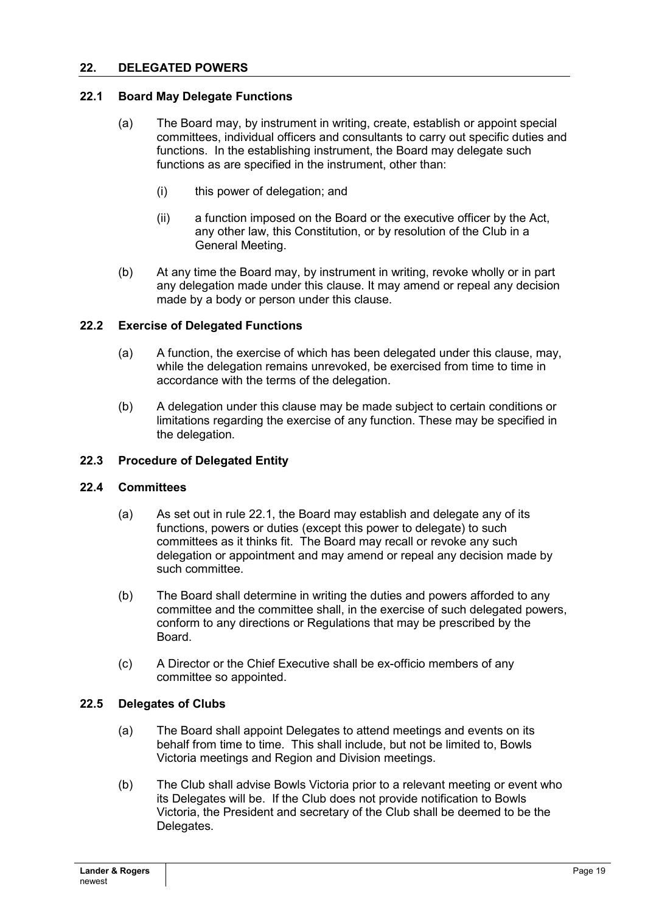## 22. DELEGATED POWERS

### 22.1 Board May Delegate Functions

(a) The Board may, by instrument in writing, create, establish or appoint special committees, individual officers and consultants to carry out specific duties and functions. In the establishing instrument, the Board may delegate such functions as are specified in the instrument, other than:

(i) this power of delegation; and

(ii) a function imposed on the Board or the executive officer by the Act, any other law, this Constitution, or by resolution of the Club in a General Meeting.

(b) At any time the Board may, by instrument in writing, revoke wholly or in part any delegation made under this clause. It may amend or repeal any decision made by a body or person under this clause.

### 22.2 Exercise of Delegated Functions

(a) A function, the exercise of which has been delegated under this clause, may, while the delegation remains unrevoked, be exercised from time to time in accordance with the terms of the delegation.

(b) A delegation under this clause may be made subject to certain conditions or limitations regarding the exercise of any function. These may be specified in the delegation.

### 22.3 Procedure of Delegated Entity

### 22.4 Committees

(a) As set out in rule 22.1, the Board may establish and delegate any of its functions, powers or duties (except this power to delegate) to such committees as it thinks fit. The Board may recall or revoke any such delegation or appointment and may amend or repeal any decision made by such committee.

(b) The Board shall determine in writing the duties and powers afforded to any committee and the committee shall, in the exercise of such delegated powers, conform to any directions or Regulations that may be prescribed by the Board.

(c) A Director or the Chief Executive shall be ex-officio members of any committee so appointed.

### 22.5 Delegates of Clubs

(a) The Board shall appoint Delegates to attend meetings and events on its behalf from time to time. This shall include, but not be limited to, Bowls Victoria meetings and Region and Division meetings.

(b) The Club shall advise Bowls Victoria prior to a relevant meeting or event who its Delegates will be. If the Club does not provide notification to Bowls Victoria, the President and secretary of the Club shall be deemed to be the Delegates.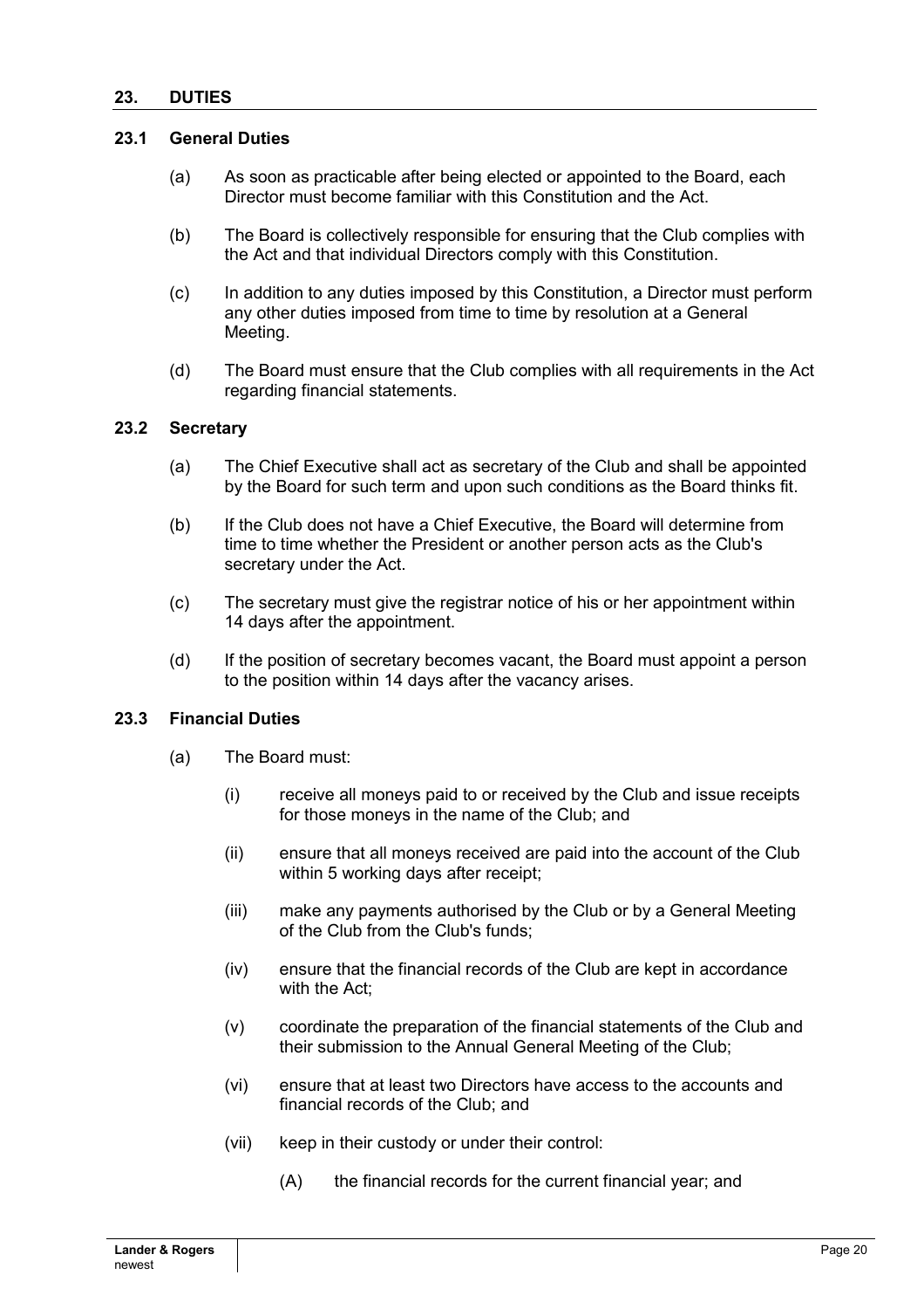## 23. DUTIES

### 23.1 General Duties

(a) As soon as practicable after being elected or appointed to the Board, each Director must become familiar with this Constitution and the Act.

(b) The Board is collectively responsible for ensuring that the Club complies with the Act and that individual Directors comply with this Constitution.

(c) In addition to any duties imposed by this Constitution, a Director must perform any other duties imposed from time to time by resolution at a General Meeting.

(d) The Board must ensure that the Club complies with all requirements in the Act regarding financial statements.

### 23.2 Secretary

(a) The Chief Executive shall act as secretary of the Club and shall be appointed by the Board for such term and upon such conditions as the Board thinks fit.

(b) If the Club does not have a Chief Executive, the Board will determine from time to time whether the President or another person acts as the Club's secretary under the Act.

(c) The secretary must give the registrar notice of his or her appointment within 14 days after the appointment.

(d) If the position of secretary becomes vacant, the Board must appoint a person to the position within 14 days after the vacancy arises.

### 23.3 Financial Duties

(a) The Board must:

  (i) receive all moneys paid to or received by the Club and issue receipts for those moneys in the name of the Club; and

  (ii) ensure that all moneys received are paid into the account of the Club within 5 working days after receipt;

  (iii) make any payments authorised by the Club or by a General Meeting of the Club from the Club's funds;

  (iv) ensure that the financial records of the Club are kept in accordance with the Act;

  (v) coordinate the preparation of the financial statements of the Club and their submission to the Annual General Meeting of the Club;

  (vi) ensure that at least two Directors have access to the accounts and financial records of the Club; and

  (vii) keep in their custody or under their control:

    (A) the financial records for the current financial year; and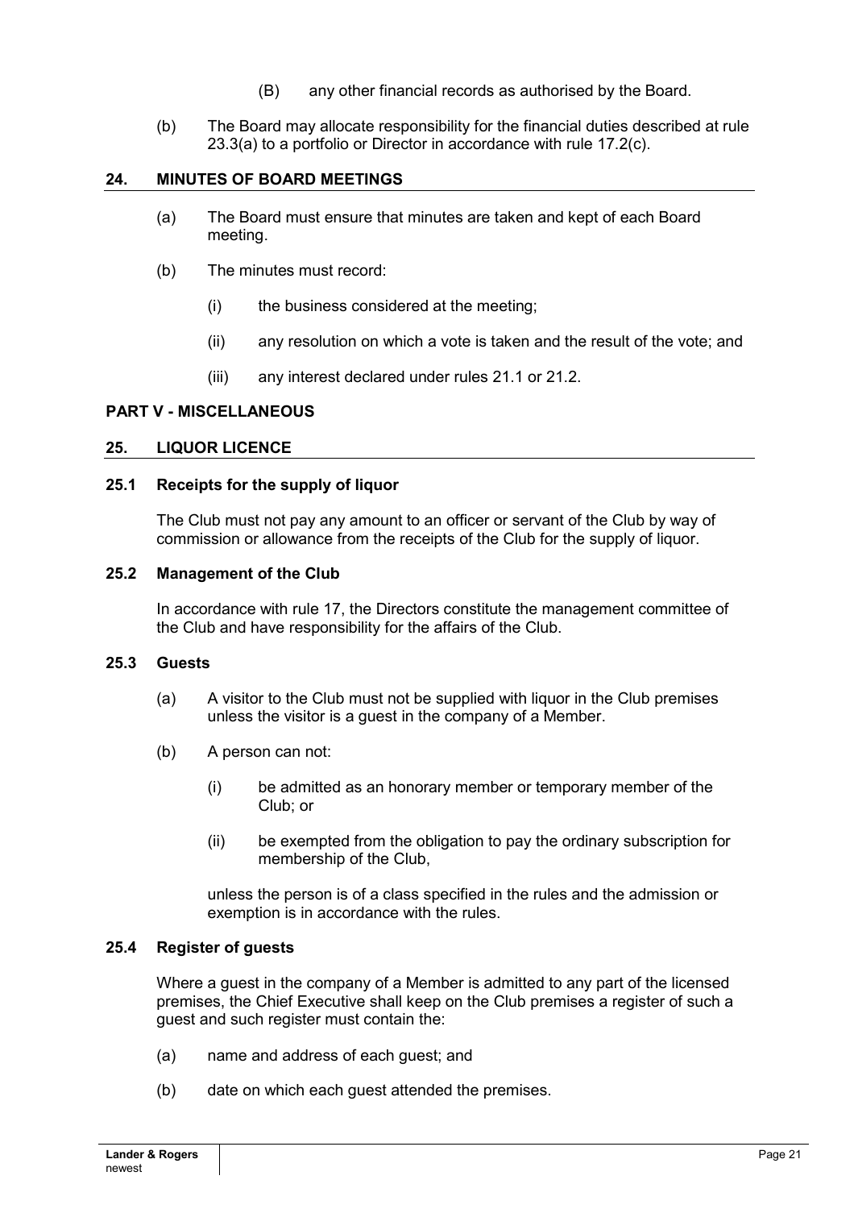(B) any other financial records as authorised by the Board.

(b) The Board may allocate responsibility for the financial duties described at rule 23.3(a) to a portfolio or Director in accordance with rule 17.2(c).

## 24. MINUTES OF BOARD MEETINGS

(a) The Board must ensure that minutes are taken and kept of each Board meeting.

(b) The minutes must record:

(i) the business considered at the meeting;

(ii) any resolution on which a vote is taken and the result of the vote; and

(iii) any interest declared under rules 21.1 or 21.2.

## PART V - MISCELLANEOUS

## 25. LIQUOR LICENCE

### 25.1 Receipts for the supply of liquor

The Club must not pay any amount to an officer or servant of the Club by way of commission or allowance from the receipts of the Club for the supply of liquor.

### 25.2 Management of the Club

In accordance with rule 17, the Directors constitute the management committee of the Club and have responsibility for the affairs of the Club.

### 25.3 Guests

(a) A visitor to the Club must not be supplied with liquor in the Club premises unless the visitor is a guest in the company of a Member.

(b) A person can not:

(i) be admitted as an honorary member or temporary member of the Club; or

(ii) be exempted from the obligation to pay the ordinary subscription for membership of the Club,

unless the person is of a class specified in the rules and the admission or exemption is in accordance with the rules.

### 25.4 Register of guests

Where a guest in the company of a Member is admitted to any part of the licensed premises, the Chief Executive shall keep on the Club premises a register of such a guest and such register must contain the:

(a) name and address of each guest; and

(b) date on which each guest attended the premises.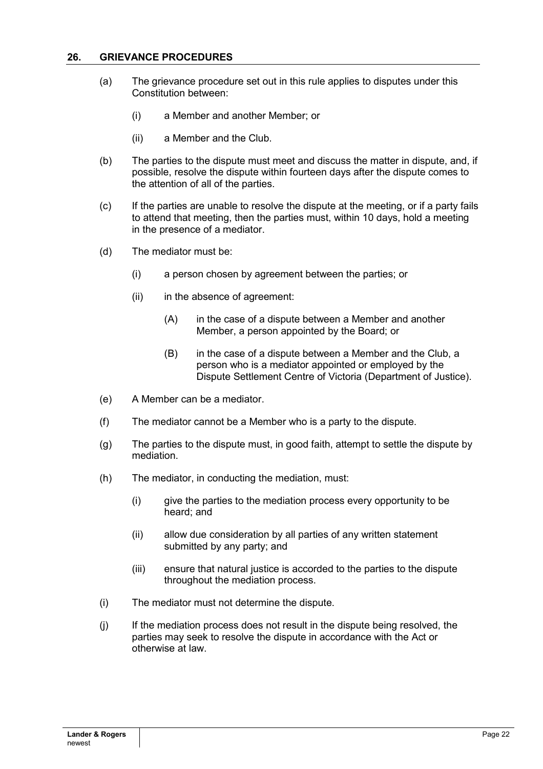## 26. GRIEVANCE PROCEDURES

(a) The grievance procedure set out in this rule applies to disputes under this Constitution between:

  (i) a Member and another Member; or

  (ii) a Member and the Club.

(b) The parties to the dispute must meet and discuss the matter in dispute, and, if possible, resolve the dispute within fourteen days after the dispute comes to the attention of all of the parties.

(c) If the parties are unable to resolve the dispute at the meeting, or if a party fails to attend that meeting, then the parties must, within 10 days, hold a meeting in the presence of a mediator.

(d) The mediator must be:

  (i) a person chosen by agreement between the parties; or

  (ii) in the absence of agreement:

    (A) in the case of a dispute between a Member and another Member, a person appointed by the Board; or

    (B) in the case of a dispute between a Member and the Club, a person who is a mediator appointed or employed by the Dispute Settlement Centre of Victoria (Department of Justice).

(e) A Member can be a mediator.

(f) The mediator cannot be a Member who is a party to the dispute.

(g) The parties to the dispute must, in good faith, attempt to settle the dispute by mediation.

(h) The mediator, in conducting the mediation, must:

  (i) give the parties to the mediation process every opportunity to be heard; and

  (ii) allow due consideration by all parties of any written statement submitted by any party; and

  (iii) ensure that natural justice is accorded to the parties to the dispute throughout the mediation process.

(i) The mediator must not determine the dispute.

(j) If the mediation process does not result in the dispute being resolved, the parties may seek to resolve the dispute in accordance with the Act or otherwise at law.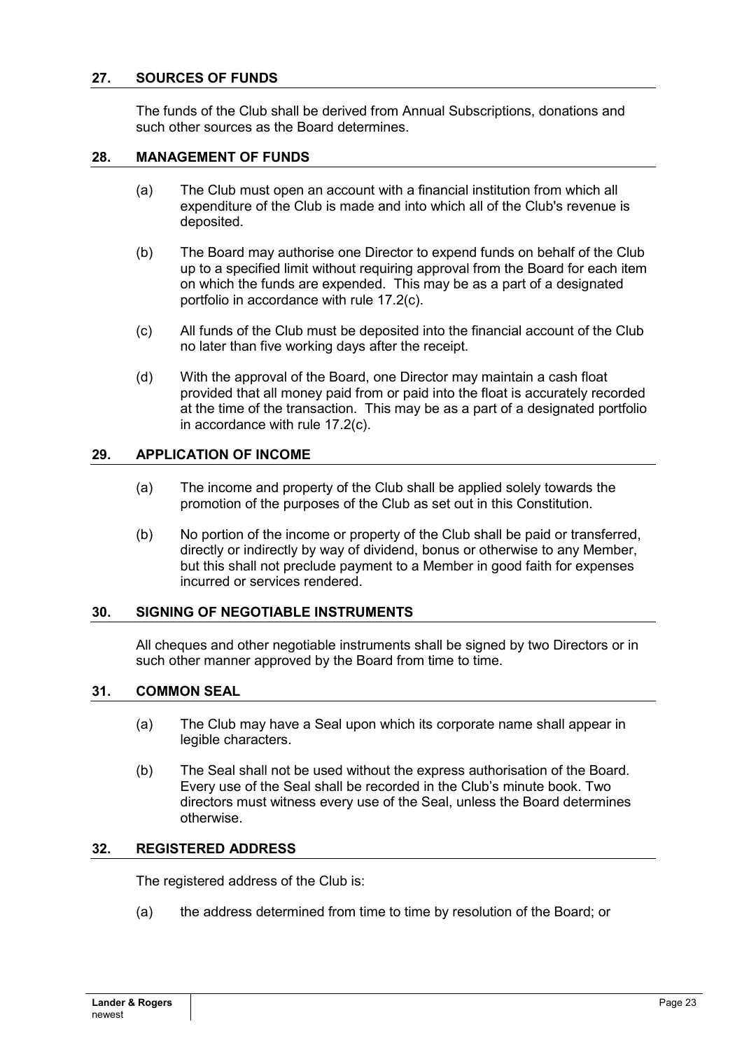## 27. SOURCES OF FUNDS

The funds of the Club shall be derived from Annual Subscriptions, donations and such other sources as the Board determines.

## 28. MANAGEMENT OF FUNDS

(a) The Club must open an account with a financial institution from which all expenditure of the Club is made and into which all of the Club's revenue is deposited.

(b) The Board may authorise one Director to expend funds on behalf of the Club up to a specified limit without requiring approval from the Board for each item on which the funds are expended. This may be as a part of a designated portfolio in accordance with rule 17.2(c).

(c) All funds of the Club must be deposited into the financial account of the Club no later than five working days after the receipt.

(d) With the approval of the Board, one Director may maintain a cash float provided that all money paid from or paid into the float is accurately recorded at the time of the transaction. This may be as a part of a designated portfolio in accordance with rule 17.2(c).

## 29. APPLICATION OF INCOME

(a) The income and property of the Club shall be applied solely towards the promotion of the purposes of the Club as set out in this Constitution.

(b) No portion of the income or property of the Club shall be paid or transferred, directly or indirectly by way of dividend, bonus or otherwise to any Member, but this shall not preclude payment to a Member in good faith for expenses incurred or services rendered.

## 30. SIGNING OF NEGOTIABLE INSTRUMENTS

All cheques and other negotiable instruments shall be signed by two Directors or in such other manner approved by the Board from time to time.

## 31. COMMON SEAL

(a) The Club may have a Seal upon which its corporate name shall appear in legible characters.

(b) The Seal shall not be used without the express authorisation of the Board. Every use of the Seal shall be recorded in the Club's minute book. Two directors must witness every use of the Seal, unless the Board determines otherwise.

## 32. REGISTERED ADDRESS

The registered address of the Club is:

(a) the address determined from time to time by resolution of the Board; or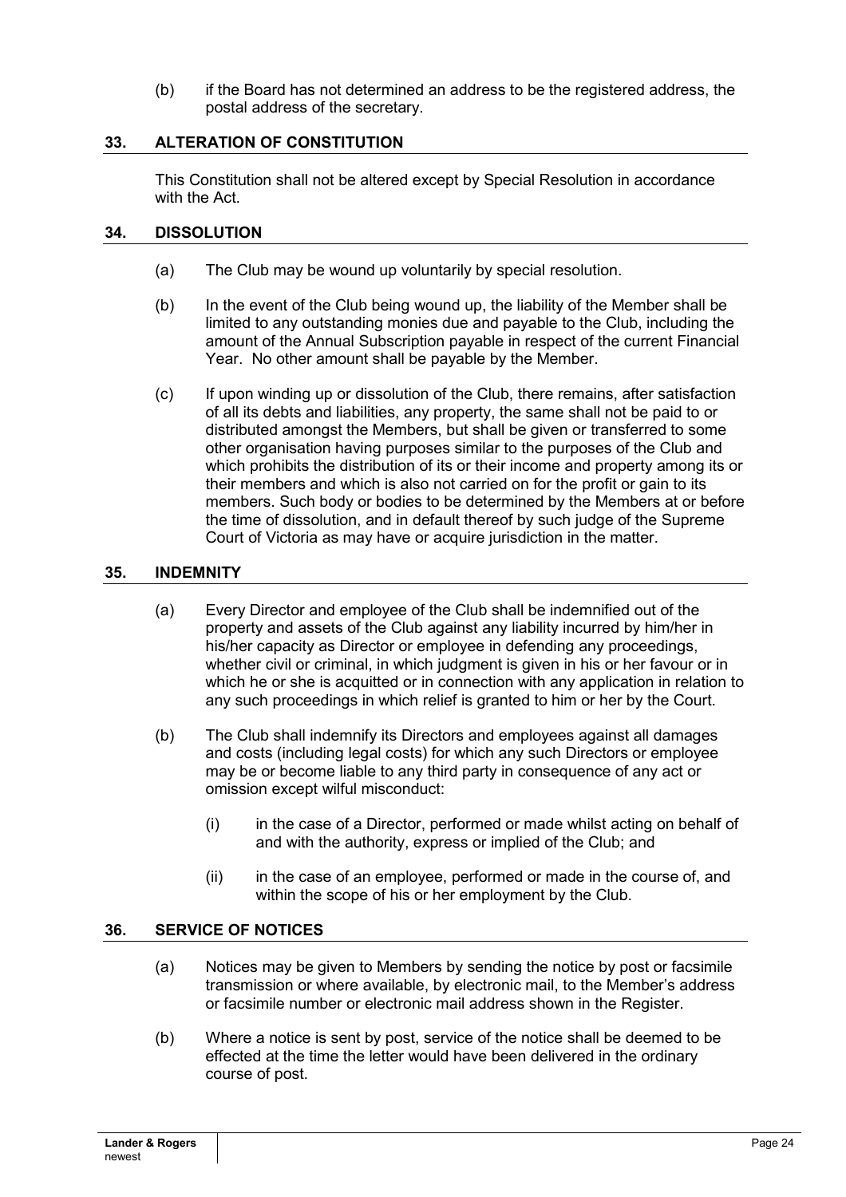(b) if the Board has not determined an address to be the registered address, the postal address of the secretary.

## 33. ALTERATION OF CONSTITUTION

This Constitution shall not be altered except by Special Resolution in accordance with the Act.

## 34. DISSOLUTION

(a) The Club may be wound up voluntarily by special resolution.

(b) In the event of the Club being wound up, the liability of the Member shall be limited to any outstanding monies due and payable to the Club, including the amount of the Annual Subscription payable in respect of the current Financial Year. No other amount shall be payable by the Member.

(c) If upon winding up or dissolution of the Club, there remains, after satisfaction of all its debts and liabilities, any property, the same shall not be paid to or distributed amongst the Members, but shall be given or transferred to some other organisation having purposes similar to the purposes of the Club and which prohibits the distribution of its or their income and property among its or their members and which is also not carried on for the profit or gain to its members. Such body or bodies to be determined by the Members at or before the time of dissolution, and in default thereof by such judge of the Supreme Court of Victoria as may have or acquire jurisdiction in the matter.

## 35. INDEMNITY

(a) Every Director and employee of the Club shall be indemnified out of the property and assets of the Club against any liability incurred by him/her in his/her capacity as Director or employee in defending any proceedings, whether civil or criminal, in which judgment is given in his or her favour or in which he or she is acquitted or in connection with any application in relation to any such proceedings in which relief is granted to him or her by the Court.

(b) The Club shall indemnify its Directors and employees against all damages and costs (including legal costs) for which any such Directors or employee may be or become liable to any third party in consequence of any act or omission except wilful misconduct:

   (i) in the case of a Director, performed or made whilst acting on behalf of and with the authority, express or implied of the Club; and

   (ii) in the case of an employee, performed or made in the course of, and within the scope of his or her employment by the Club.

## 36. SERVICE OF NOTICES

(a) Notices may be given to Members by sending the notice by post or facsimile transmission or where available, by electronic mail, to the Member's address or facsimile number or electronic mail address shown in the Register.

(b) Where a notice is sent by post, service of the notice shall be deemed to be effected at the time the letter would have been delivered in the ordinary course of post.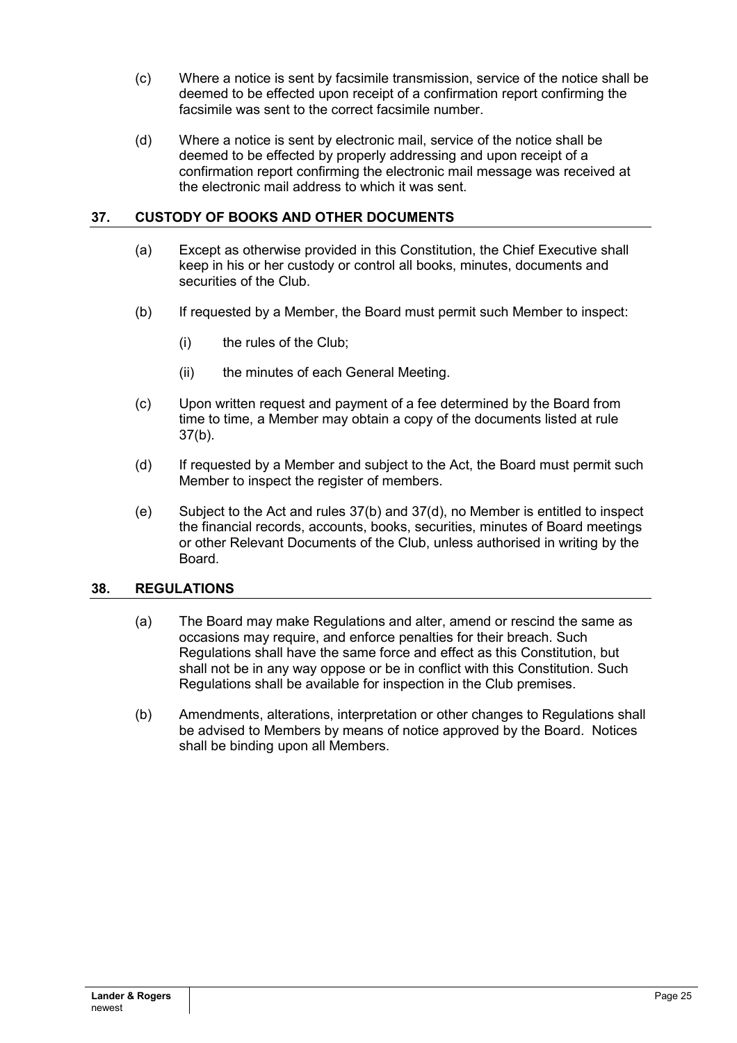(c) Where a notice is sent by facsimile transmission, service of the notice shall be deemed to be effected upon receipt of a confirmation report confirming the facsimile was sent to the correct facsimile number.

(d) Where a notice is sent by electronic mail, service of the notice shall be deemed to be effected by properly addressing and upon receipt of a confirmation report confirming the electronic mail message was received at the electronic mail address to which it was sent.

## 37. CUSTODY OF BOOKS AND OTHER DOCUMENTS

(a) Except as otherwise provided in this Constitution, the Chief Executive shall keep in his or her custody or control all books, minutes, documents and securities of the Club.

(b) If requested by a Member, the Board must permit such Member to inspect:

 (i) the rules of the Club;

 (ii) the minutes of each General Meeting.

(c) Upon written request and payment of a fee determined by the Board from time to time, a Member may obtain a copy of the documents listed at rule 37(b).

(d) If requested by a Member and subject to the Act, the Board must permit such Member to inspect the register of members.

(e) Subject to the Act and rules 37(b) and 37(d), no Member is entitled to inspect the financial records, accounts, books, securities, minutes of Board meetings or other Relevant Documents of the Club, unless authorised in writing by the Board.

## 38. REGULATIONS

(a) The Board may make Regulations and alter, amend or rescind the same as occasions may require, and enforce penalties for their breach. Such Regulations shall have the same force and effect as this Constitution, but shall not be in any way oppose or be in conflict with this Constitution. Such Regulations shall be available for inspection in the Club premises.

(b) Amendments, alterations, interpretation or other changes to Regulations shall be advised to Members by means of notice approved by the Board. Notices shall be binding upon all Members.